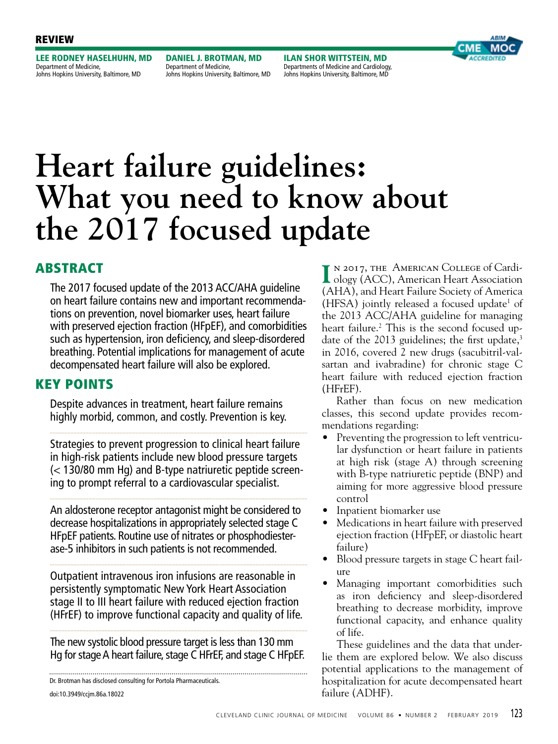REVIEW

**LEE RODNEY HASELHUHN, MD**
Department of Medicine,
Johns Hopkins University, Baltimore, MD

**DANIEL J. BROTMAN, MD**
Department of Medicine,
Johns Hopkins University, Baltimore, MD

**ILAN SHOR WITTSTEIN, MD**
Departments of Medicine and Cardiology,
Johns Hopkins University, Baltimore, MD

# Heart failure guidelines: What you need to know about the 2017 focused update

## ABSTRACT

The 2017 focused update of the 2013 ACC/AHA guideline on heart failure contains new and important recommendations on prevention, novel biomarker uses, heart failure with preserved ejection fraction (HFpEF), and comorbidities such as hypertension, iron deficiency, and sleep-disordered breathing. Potential implications for management of acute decompensated heart failure will also be explored.

## KEY POINTS

Despite advances in treatment, heart failure remains highly morbid, common, and costly. Prevention is key.

Strategies to prevent progression to clinical heart failure in high-risk patients include new blood pressure targets (< 130/80 mm Hg) and B-type natriuretic peptide screening to prompt referral to a cardiovascular specialist.

An aldosterone receptor antagonist might be considered to decrease hospitalizations in appropriately selected stage C HFpEF patients. Routine use of nitrates or phosphodiesterase-5 inhibitors in such patients is not recommended.

Outpatient intravenous iron infusions are reasonable in persistently symptomatic New York Heart Association stage II to III heart failure with reduced ejection fraction (HFrEF) to improve functional capacity and quality of life.

The new systolic blood pressure target is less than 130 mm Hg for stage A heart failure, stage C HFrEF, and stage C HFpEF.

Dr. Brotman has disclosed consulting for Portola Pharmaceuticals.

doi:10.3949/ccjm.86a.18022

In 2017, the American College of Cardiology (ACC), American Heart Association (AHA), and Heart Failure Society of America (HFSA) jointly released a focused update[1] of the 2013 ACC/AHA guideline for managing heart failure.[2] This is the second focused update of the 2013 guidelines; the first update,[3] in 2016, covered 2 new drugs (sacubitril-valsartan and ivabradine) for chronic stage C heart failure with reduced ejection fraction (HFrEF).

Rather than focus on new medication classes, this second update provides recommendations regarding:

- Preventing the progression to left ventricular dysfunction or heart failure in patients at high risk (stage A) through screening with B-type natriuretic peptide (BNP) and aiming for more aggressive blood pressure control
- Inpatient biomarker use
- Medications in heart failure with preserved ejection fraction (HFpEF, or diastolic heart failure)
- Blood pressure targets in stage C heart failure
- Managing important comorbidities such as iron deficiency and sleep-disordered breathing to decrease morbidity, improve functional capacity, and enhance quality of life.

These guidelines and the data that underlie them are explored below. We also discuss potential applications to the management of hospitalization for acute decompensated heart failure (ADHF).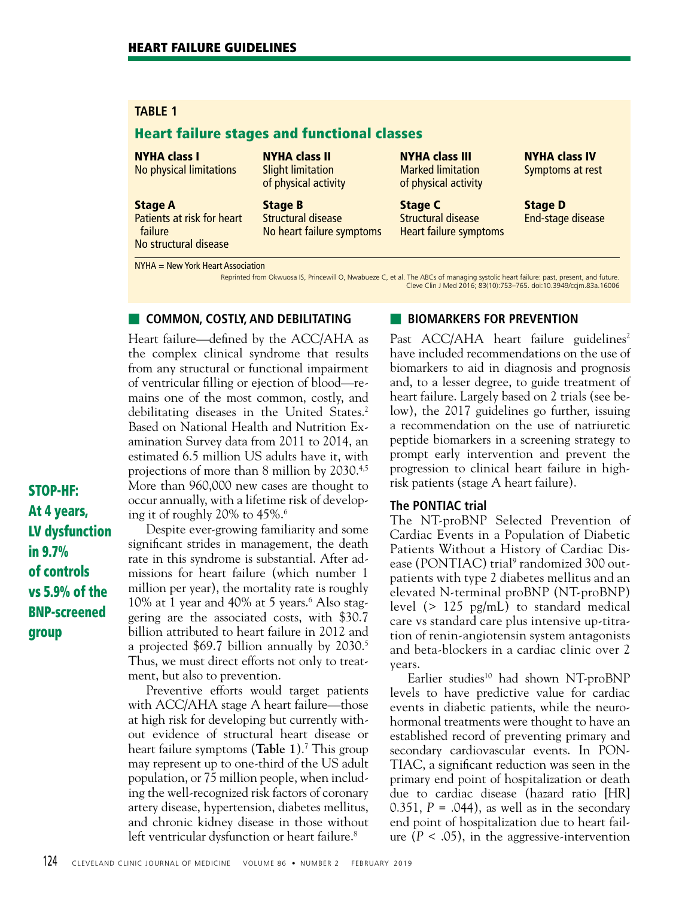## TABLE 1

### Heart failure stages and functional classes

| NYHA class I | NYHA class II | NYHA class III | NYHA class IV |
|---|---|---|---|
| No physical limitations | Slight limitation of physical activity | Marked limitation of physical activity | Symptoms at rest |
| **Stage A** | **Stage B** | **Stage C** | **Stage D** |
| Patients at risk for heart failure<br>No structural disease | Structural disease<br>No heart failure symptoms | Structural disease<br>Heart failure symptoms | End-stage disease |

NYHA = New York Heart Association

Reprinted from Okwuosa IS, Princewill O, Nwabueze C, et al. The ABCs of managing systolic heart failure: past, present, and future. Cleve Clin J Med 2016; 83(10):753–765. doi:10.3949/ccjm.83a.16006

## COMMON, COSTLY, AND DEBILITATING

Heart failure—defined by the ACC/AHA as the complex clinical syndrome that results from any structural or functional impairment of ventricular filling or ejection of blood—remains one of the most common, costly, and debilitating diseases in the United States.[2] Based on National Health and Nutrition Examination Survey data from 2011 to 2014, an estimated 6.5 million US adults have it, with projections of more than 8 million by 2030.[4,5] More than 960,000 new cases are thought to occur annually, with a lifetime risk of developing it of roughly 20% to 45%.[6]

Despite ever-growing familiarity and some significant strides in management, the death rate in this syndrome is substantial. After admissions for heart failure (which number 1 million per year), the mortality rate is roughly 10% at 1 year and 40% at 5 years.[6] Also staggering are the associated costs, with $30.7 billion attributed to heart failure in 2012 and a projected $69.7 billion annually by 2030.[5] Thus, we must direct efforts not only to treatment, but also to prevention.

Preventive efforts would target patients with ACC/AHA stage A heart failure—those at high risk for developing but currently without evidence of structural heart disease or heart failure symptoms (**Table 1**).[7] This group may represent up to one-third of the US adult population, or 75 million people, when including the well-recognized risk factors of coronary artery disease, hypertension, diabetes mellitus, and chronic kidney disease in those without left ventricular dysfunction or heart failure.[8]

**STOP-HF: At 4 years, LV dysfunction in 9.7% of controls vs 5.9% of the BNP-screened group**

## BIOMARKERS FOR PREVENTION

Past ACC/AHA heart failure guidelines[2] have included recommendations on the use of biomarkers to aid in diagnosis and prognosis and, to a lesser degree, to guide treatment of heart failure. Largely based on 2 trials (see below), the 2017 guidelines go further, issuing a recommendation on the use of natriuretic peptide biomarkers in a screening strategy to prompt early intervention and prevent the progression to clinical heart failure in high-risk patients (stage A heart failure).

### The PONTIAC trial

The NT-proBNP Selected Prevention of Cardiac Events in a Population of Diabetic Patients Without a History of Cardiac Disease (PONTIAC) trial[9] randomized 300 outpatients with type 2 diabetes mellitus and an elevated N-terminal proBNP (NT-proBNP) level (> 125 pg/mL) to standard medical care vs standard care plus intensive up-titration of renin-angiotensin system antagonists and beta-blockers in a cardiac clinic over 2 years.

Earlier studies[10] had shown NT-proBNP levels to have predictive value for cardiac events in diabetic patients, while the neurohormonal treatments were thought to have an established record of preventing primary and secondary cardiovascular events. In PONTIAC, a significant reduction was seen in the primary end point of hospitalization or death due to cardiac disease (hazard ratio [HR] 0.351, $P = .044$), as well as in the secondary end point of hospitalization due to heart failure ($P < .05$), in the aggressive-intervention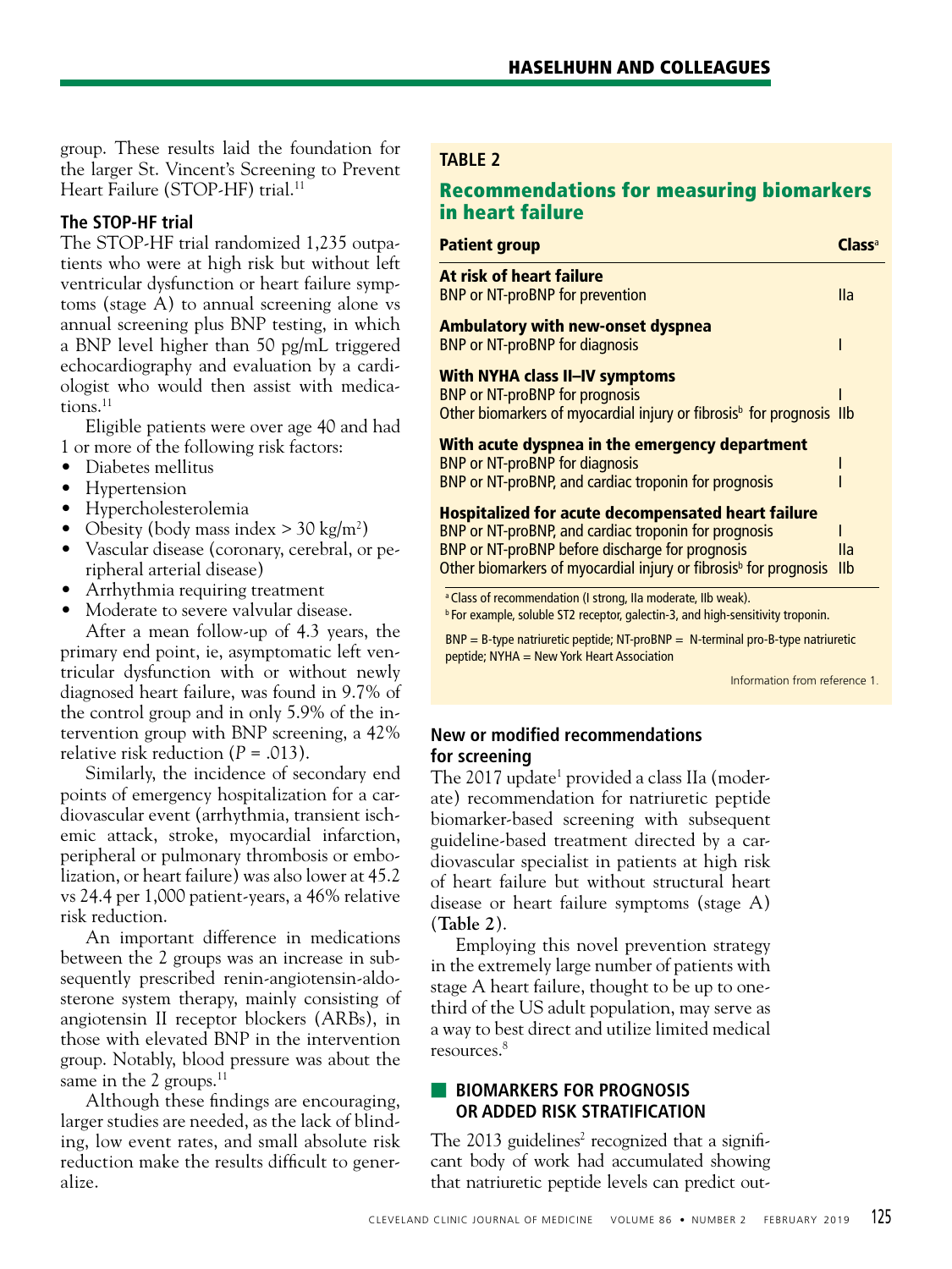group. These results laid the foundation for the larger St. Vincent's Screening to Prevent Heart Failure (STOP-HF) trial.[11]

### The STOP-HF trial

The STOP-HF trial randomized 1,235 outpatients who were at high risk but without left ventricular dysfunction or heart failure symptoms (stage A) to annual screening alone vs annual screening plus BNP testing, in which a BNP level higher than 50 pg/mL triggered echocardiography and evaluation by a cardiologist who would then assist with medications.[11]

Eligible patients were over age 40 and had 1 or more of the following risk factors:

- Diabetes mellitus
- Hypertension
- Hypercholesterolemia
- Obesity (body mass index > 30 kg/m$^2$)
- Vascular disease (coronary, cerebral, or peripheral arterial disease)
- Arrhythmia requiring treatment
- Moderate to severe valvular disease.

After a mean follow-up of 4.3 years, the primary end point, ie, asymptomatic left ventricular dysfunction with or without newly diagnosed heart failure, was found in 9.7% of the control group and in only 5.9% of the intervention group with BNP screening, a 42% relative risk reduction (*P* = .013).

Similarly, the incidence of secondary end points of emergency hospitalization for a cardiovascular event (arrhythmia, transient ischemic attack, stroke, myocardial infarction, peripheral or pulmonary thrombosis or embolization, or heart failure) was also lower at 45.2 vs 24.4 per 1,000 patient-years, a 46% relative risk reduction.

An important difference in medications between the 2 groups was an increase in subsequently prescribed renin-angiotensin-aldosterone system therapy, mainly consisting of angiotensin II receptor blockers (ARBs), in those with elevated BNP in the intervention group. Notably, blood pressure was about the same in the 2 groups.[11]

Although these findings are encouraging, larger studies are needed, as the lack of blinding, low event rates, and small absolute risk reduction make the results difficult to generalize.

**TABLE 2**

**Recommendations for measuring biomarkers in heart failure**

| Patient group | Class[a] |
|---|---|
| **At risk of heart failure** | |
| BNP or NT-proBNP for prevention | IIa |
| **Ambulatory with new-onset dyspnea** | |
| BNP or NT-proBNP for diagnosis | I |
| **With NYHA class II–IV symptoms** | |
| BNP or NT-proBNP for prognosis | I |
| Other biomarkers of myocardial injury or fibrosis[b] for prognosis | IIb |
| **With acute dyspnea in the emergency department** | |
| BNP or NT-proBNP for diagnosis | I |
| BNP or NT-proBNP, and cardiac troponin for prognosis | I |
| **Hospitalized for acute decompensated heart failure** | |
| BNP or NT-proBNP, and cardiac troponin for prognosis | I |
| BNP or NT-proBNP before discharge for prognosis | IIa |
| Other biomarkers of myocardial injury or fibrosis[b] for prognosis | IIb |

[a] Class of recommendation (I strong, IIa moderate, IIb weak).
[b] For example, soluble ST2 receptor, galectin-3, and high-sensitivity troponin.

BNP = B-type natriuretic peptide; NT-proBNP = N-terminal pro-B-type natriuretic peptide; NYHA = New York Heart Association

Information from reference 1.

### New or modified recommendations for screening

The 2017 update[1] provided a class IIa (moderate) recommendation for natriuretic peptide biomarker-based screening with subsequent guideline-based treatment directed by a cardiovascular specialist in patients at high risk of heart failure but without structural heart disease or heart failure symptoms (stage A) (**Table 2**).

Employing this novel prevention strategy in the extremely large number of patients with stage A heart failure, thought to be up to one-third of the US adult population, may serve as a way to best direct and utilize limited medical resources.[8]

## BIOMARKERS FOR PROGNOSIS OR ADDED RISK STRATIFICATION

The 2013 guidelines[2] recognized that a significant body of work had accumulated showing that natriuretic peptide levels can predict out-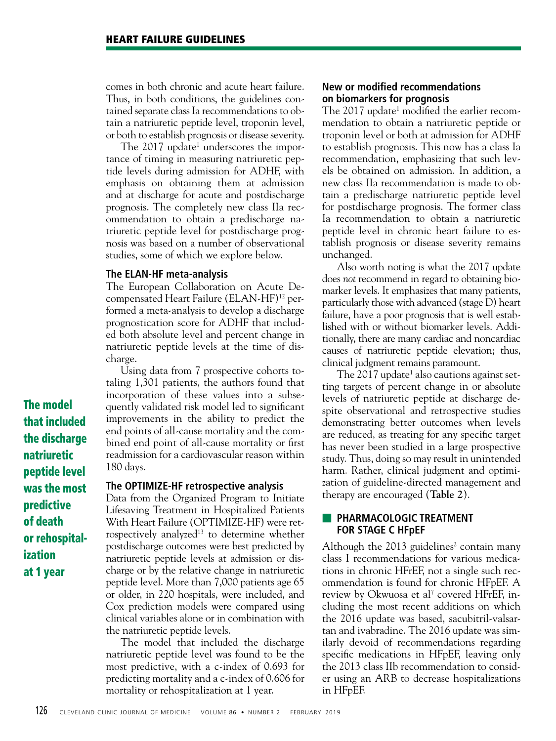comes in both chronic and acute heart failure. Thus, in both conditions, the guidelines contained separate class Ia recommendations to obtain a natriuretic peptide level, troponin level, or both to establish prognosis or disease severity.

The 2017 update[1] underscores the importance of timing in measuring natriuretic peptide levels during admission for ADHF, with emphasis on obtaining them at admission and at discharge for acute and postdischarge prognosis. The completely new class IIa recommendation to obtain a predischarge natriuretic peptide level for postdischarge prognosis was based on a number of observational studies, some of which we explore below.

### The ELAN-HF meta-analysis

The European Collaboration on Acute Decompensated Heart Failure (ELAN-HF)[12] performed a meta-analysis to develop a discharge prognostication score for ADHF that included both absolute level and percent change in natriuretic peptide levels at the time of discharge.

Using data from 7 prospective cohorts totaling 1,301 patients, the authors found that incorporation of these values into a subsequently validated risk model led to significant improvements in the ability to predict the end points of all-cause mortality and the combined end point of all-cause mortality or first readmission for a cardiovascular reason within 180 days.

**The model that included the discharge natriuretic peptide level was the most predictive of death or rehospitalization at 1 year**

### The OPTIMIZE-HF retrospective analysis

Data from the Organized Program to Initiate Lifesaving Treatment in Hospitalized Patients With Heart Failure (OPTIMIZE-HF) were retrospectively analyzed[13] to determine whether postdischarge outcomes were best predicted by natriuretic peptide levels at admission or discharge or by the relative change in natriuretic peptide level. More than 7,000 patients age 65 or older, in 220 hospitals, were included, and Cox prediction models were compared using clinical variables alone or in combination with the natriuretic peptide levels.

The model that included the discharge natriuretic peptide level was found to be the most predictive, with a c-index of 0.693 for predicting mortality and a c-index of 0.606 for mortality or rehospitalization at 1 year.

### New or modified recommendations on biomarkers for prognosis

The 2017 update[1] modified the earlier recommendation to obtain a natriuretic peptide or troponin level or both at admission for ADHF to establish prognosis. This now has a class Ia recommendation, emphasizing that such levels be obtained on admission. In addition, a new class IIa recommendation is made to obtain a predischarge natriuretic peptide level for postdischarge prognosis. The former class Ia recommendation to obtain a natriuretic peptide level in chronic heart failure to establish prognosis or disease severity remains unchanged.

Also worth noting is what the 2017 update does *not* recommend in regard to obtaining biomarker levels. It emphasizes that many patients, particularly those with advanced (stage D) heart failure, have a poor prognosis that is well established with or without biomarker levels. Additionally, there are many cardiac and noncardiac causes of natriuretic peptide elevation; thus, clinical judgment remains paramount.

The 2017 update[1] also cautions against setting targets of percent change in or absolute levels of natriuretic peptide at discharge despite observational and retrospective studies demonstrating better outcomes when levels are reduced, as treating for any specific target has never been studied in a large prospective study. Thus, doing so may result in unintended harm. Rather, clinical judgment and optimization of guideline-directed management and therapy are encouraged (**Table 2**).

## PHARMACOLOGIC TREATMENT FOR STAGE C HFpEF

Although the 2013 guidelines[2] contain many class I recommendations for various medications in chronic HFrEF, not a single such recommendation is found for chronic HFpEF. A review by Okwuosa et al[7] covered HFrEF, including the most recent additions on which the 2016 update was based, sacubitril-valsartan and ivabradine. The 2016 update was similarly devoid of recommendations regarding specific medications in HFpEF, leaving only the 2013 class IIb recommendation to consider using an ARB to decrease hospitalizations in HFpEF.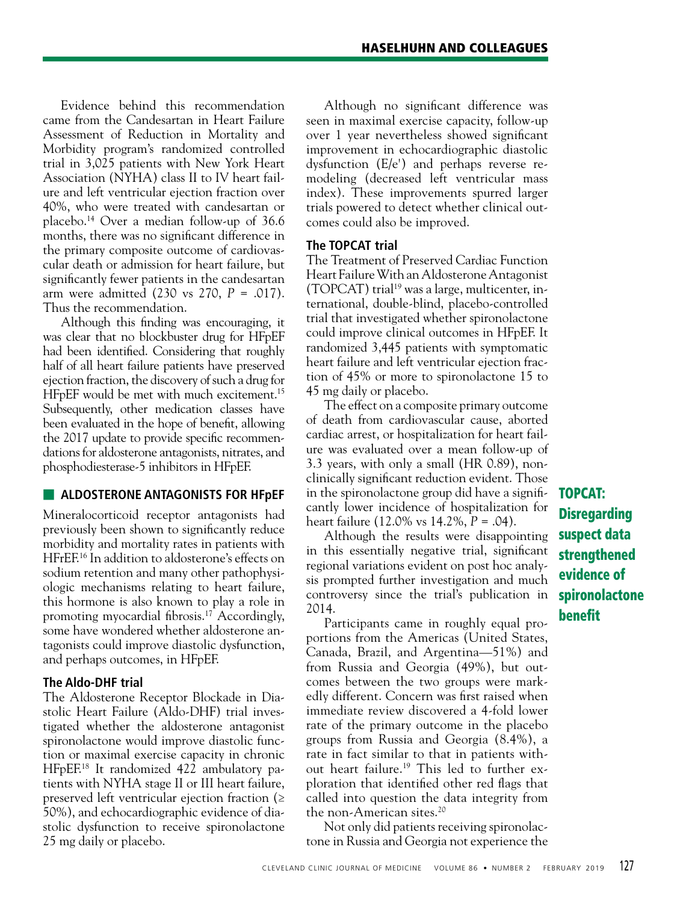Evidence behind this recommendation came from the Candesartan in Heart Failure Assessment of Reduction in Mortality and Morbidity program's randomized controlled trial in 3,025 patients with New York Heart Association (NYHA) class II to IV heart failure and left ventricular ejection fraction over 40%, who were treated with candesartan or placebo.[14] Over a median follow-up of 36.6 months, there was no significant difference in the primary composite outcome of cardiovascular death or admission for heart failure, but significantly fewer patients in the candesartan arm were admitted (230 vs 270, *P* = .017). Thus the recommendation.

Although this finding was encouraging, it was clear that no blockbuster drug for HFpEF had been identified. Considering that roughly half of all heart failure patients have preserved ejection fraction, the discovery of such a drug for HFpEF would be met with much excitement.[15] Subsequently, other medication classes have been evaluated in the hope of benefit, allowing the 2017 update to provide specific recommendations for aldosterone antagonists, nitrates, and phosphodiesterase-5 inhibitors in HFpEF.

## ALDOSTERONE ANTAGONISTS FOR HFpEF

Mineralocorticoid receptor antagonists had previously been shown to significantly reduce morbidity and mortality rates in patients with HFrEF.[16] In addition to aldosterone's effects on sodium retention and many other pathophysiologic mechanisms relating to heart failure, this hormone is also known to play a role in promoting myocardial fibrosis.[17] Accordingly, some have wondered whether aldosterone antagonists could improve diastolic dysfunction, and perhaps outcomes, in HFpEF.

### The Aldo-DHF trial

The Aldosterone Receptor Blockade in Diastolic Heart Failure (Aldo-DHF) trial investigated whether the aldosterone antagonist spironolactone would improve diastolic function or maximal exercise capacity in chronic HFpEF.[18] It randomized 422 ambulatory patients with NYHA stage II or III heart failure, preserved left ventricular ejection fraction (≥ 50%), and echocardiographic evidence of diastolic dysfunction to receive spironolactone 25 mg daily or placebo.

Although no significant difference was seen in maximal exercise capacity, follow-up over 1 year nevertheless showed significant improvement in echocardiographic diastolic dysfunction (E/e') and perhaps reverse remodeling (decreased left ventricular mass index). These improvements spurred larger trials powered to detect whether clinical outcomes could also be improved.

### The TOPCAT trial

The Treatment of Preserved Cardiac Function Heart Failure With an Aldosterone Antagonist (TOPCAT) trial[19] was a large, multicenter, international, double-blind, placebo-controlled trial that investigated whether spironolactone could improve clinical outcomes in HFpEF. It randomized 3,445 patients with symptomatic heart failure and left ventricular ejection fraction of 45% or more to spironolactone 15 to 45 mg daily or placebo.

The effect on a composite primary outcome of death from cardiovascular cause, aborted cardiac arrest, or hospitalization for heart failure was evaluated over a mean follow-up of 3.3 years, with only a small (HR 0.89), non-clinically significant reduction evident. Those in the spironolactone group did have a significantly lower incidence of hospitalization for heart failure (12.0% vs 14.2%, *P* = .04).

**TOPCAT: Disregarding suspect data strengthened evidence of spironolactone benefit**

Although the results were disappointing in this essentially negative trial, significant regional variations evident on post hoc analysis prompted further investigation and much controversy since the trial's publication in 2014.

Participants came in roughly equal proportions from the Americas (United States, Canada, Brazil, and Argentina—51%) and from Russia and Georgia (49%), but outcomes between the two groups were markedly different. Concern was first raised when immediate review discovered a 4-fold lower rate of the primary outcome in the placebo groups from Russia and Georgia (8.4%), a rate in fact similar to that in patients without heart failure.[19] This led to further exploration that identified other red flags that called into question the data integrity from the non-American sites.[20]

Not only did patients receiving spironolactone in Russia and Georgia not experience the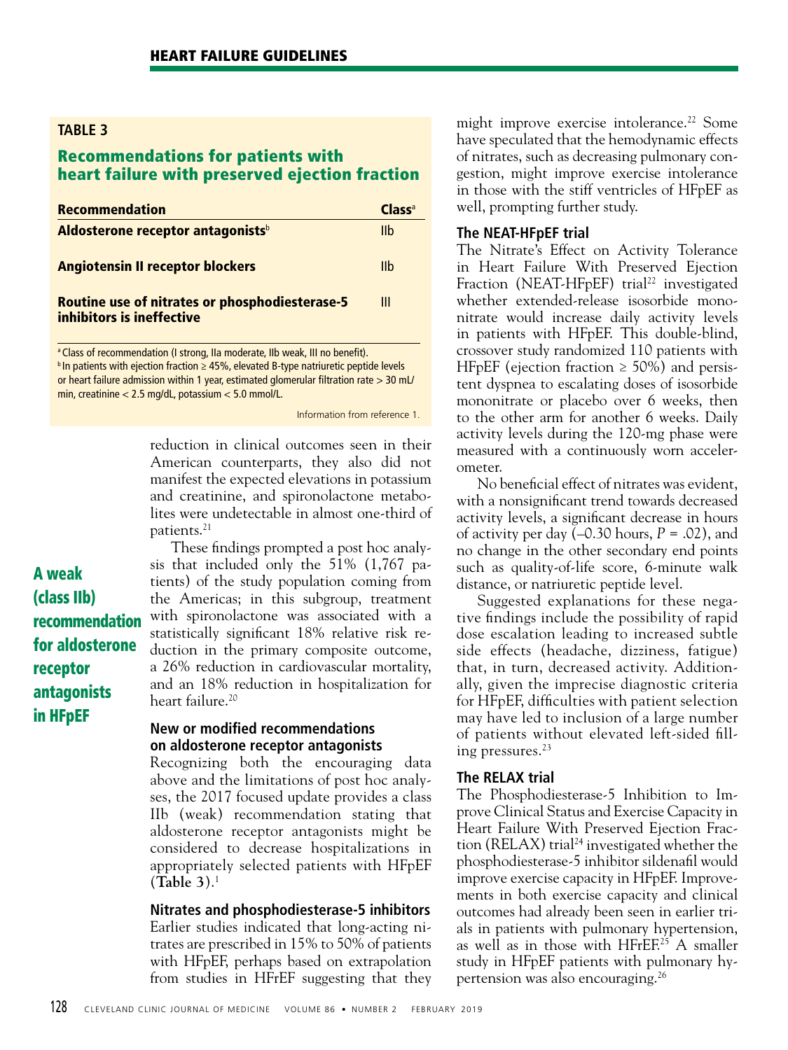**TABLE 3**

## Recommendations for patients with heart failure with preserved ejection fraction

| Recommendation | Class[a] |
|---|---|
| **Aldosterone receptor antagonists**[b] | IIb |
| **Angiotensin II receptor blockers** | IIb |
| **Routine use of nitrates or phosphodiesterase-5 inhibitors is ineffective** | III |

[a] Class of recommendation (I strong, IIa moderate, IIb weak, III no benefit).
[b] In patients with ejection fraction ≥ 45%, elevated B-type natriuretic peptide levels or heart failure admission within 1 year, estimated glomerular filtration rate > 30 mL/min, creatinine < 2.5 mg/dL, potassium < 5.0 mmol/L.

Information from reference 1.

reduction in clinical outcomes seen in their American counterparts, they also did not manifest the expected elevations in potassium and creatinine, and spironolactone metabolites were undetectable in almost one-third of patients.[21]

These findings prompted a post hoc analysis that included only the 51% (1,767 patients) of the study population coming from the Americas; in this subgroup, treatment with spironolactone was associated with a statistically significant 18% relative risk reduction in the primary composite outcome, a 26% reduction in cardiovascular mortality, and an 18% reduction in hospitalization for heart failure.[20]

**A weak (class IIb) recommendation for aldosterone receptor antagonists in HFpEF**

### New or modified recommendations on aldosterone receptor antagonists

Recognizing both the encouraging data above and the limitations of post hoc analyses, the 2017 focused update provides a class IIb (weak) recommendation stating that aldosterone receptor antagonists might be considered to decrease hospitalizations in appropriately selected patients with HFpEF (**Table 3**).[1]

### Nitrates and phosphodiesterase-5 inhibitors

Earlier studies indicated that long-acting nitrates are prescribed in 15% to 50% of patients with HFpEF, perhaps based on extrapolation from studies in HFrEF suggesting that they might improve exercise intolerance.[22] Some have speculated that the hemodynamic effects of nitrates, such as decreasing pulmonary congestion, might improve exercise intolerance in those with the stiff ventricles of HFpEF as well, prompting further study.

### The NEAT-HFpEF trial

The Nitrate's Effect on Activity Tolerance in Heart Failure With Preserved Ejection Fraction (NEAT-HFpEF) trial[22] investigated whether extended-release isosorbide mononitrate would increase daily activity levels in patients with HFpEF. This double-blind, crossover study randomized 110 patients with HFpEF (ejection fraction ≥ 50%) and persistent dyspnea to escalating doses of isosorbide mononitrate or placebo over 6 weeks, then to the other arm for another 6 weeks. Daily activity levels during the 120-mg phase were measured with a continuously worn accelerometer.

No beneficial effect of nitrates was evident, with a nonsignificant trend towards decreased activity levels, a significant decrease in hours of activity per day (–0.30 hours, $P = .02$), and no change in the other secondary end points such as quality-of-life score, 6-minute walk distance, or natriuretic peptide level.

Suggested explanations for these negative findings include the possibility of rapid dose escalation leading to increased subtle side effects (headache, dizziness, fatigue) that, in turn, decreased activity. Additionally, given the imprecise diagnostic criteria for HFpEF, difficulties with patient selection may have led to inclusion of a large number of patients without elevated left-sided filling pressures.[23]

### The RELAX trial

The Phosphodiesterase-5 Inhibition to Improve Clinical Status and Exercise Capacity in Heart Failure With Preserved Ejection Fraction (RELAX) trial[24] investigated whether the phosphodiesterase-5 inhibitor sildenafil would improve exercise capacity in HFpEF. Improvements in both exercise capacity and clinical outcomes had already been seen in earlier trials in patients with pulmonary hypertension, as well as in those with HFrEF.[25] A smaller study in HFpEF patients with pulmonary hypertension was also encouraging.[26]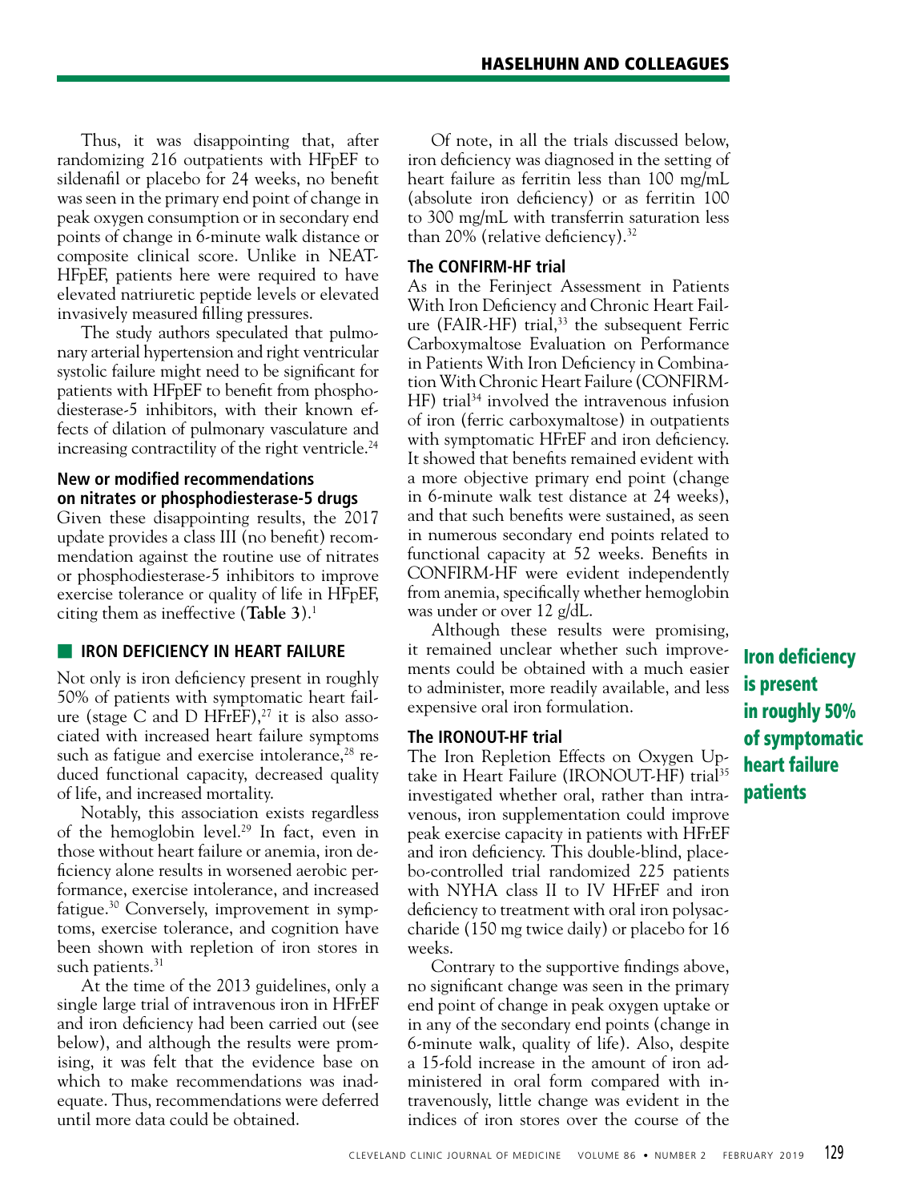Thus, it was disappointing that, after randomizing 216 outpatients with HFpEF to sildenafil or placebo for 24 weeks, no benefit was seen in the primary end point of change in peak oxygen consumption or in secondary end points of change in 6-minute walk distance or composite clinical score. Unlike in NEAT-HFpEF, patients here were required to have elevated natriuretic peptide levels or elevated invasively measured filling pressures.

The study authors speculated that pulmonary arterial hypertension and right ventricular systolic failure might need to be significant for patients with HFpEF to benefit from phosphodiesterase-5 inhibitors, with their known effects of dilation of pulmonary vasculature and increasing contractility of the right ventricle.[24]

### New or modified recommendations on nitrates or phosphodiesterase-5 drugs

Given these disappointing results, the 2017 update provides a class III (no benefit) recommendation against the routine use of nitrates or phosphodiesterase-5 inhibitors to improve exercise tolerance or quality of life in HFpEF, citing them as ineffective (**Table 3**).[1]

## IRON DEFICIENCY IN HEART FAILURE

Not only is iron deficiency present in roughly 50% of patients with symptomatic heart failure (stage C and D HFrEF),[27] it is also associated with increased heart failure symptoms such as fatigue and exercise intolerance,[28] reduced functional capacity, decreased quality of life, and increased mortality.

Notably, this association exists regardless of the hemoglobin level.[29] In fact, even in those without heart failure or anemia, iron deficiency alone results in worsened aerobic performance, exercise intolerance, and increased fatigue.[30] Conversely, improvement in symptoms, exercise tolerance, and cognition have been shown with repletion of iron stores in such patients.[31]

At the time of the 2013 guidelines, only a single large trial of intravenous iron in HFrEF and iron deficiency had been carried out (see below), and although the results were promising, it was felt that the evidence base on which to make recommendations was inadequate. Thus, recommendations were deferred until more data could be obtained.

Of note, in all the trials discussed below, iron deficiency was diagnosed in the setting of heart failure as ferritin less than 100 mg/mL (absolute iron deficiency) or as ferritin 100 to 300 mg/mL with transferrin saturation less than 20% (relative deficiency).[32]

### The CONFIRM-HF trial

As in the Ferinject Assessment in Patients With Iron Deficiency and Chronic Heart Failure (FAIR-HF) trial,[33] the subsequent Ferric Carboxymaltose Evaluation on Performance in Patients With Iron Deficiency in Combination With Chronic Heart Failure (CONFIRM-HF) trial[34] involved the intravenous infusion of iron (ferric carboxymaltose) in outpatients with symptomatic HFrEF and iron deficiency. It showed that benefits remained evident with a more objective primary end point (change in 6-minute walk test distance at 24 weeks), and that such benefits were sustained, as seen in numerous secondary end points related to functional capacity at 52 weeks. Benefits in CONFIRM-HF were evident independently from anemia, specifically whether hemoglobin was under or over 12 g/dL.

Although these results were promising, it remained unclear whether such improvements could be obtained with a much easier to administer, more readily available, and less expensive oral iron formulation.

**Iron deficiency is present in roughly 50% of symptomatic heart failure patients**

### The IRONOUT-HF trial

The Iron Repletion Effects on Oxygen Uptake in Heart Failure (IRONOUT-HF) trial[35] investigated whether oral, rather than intravenous, iron supplementation could improve peak exercise capacity in patients with HFrEF and iron deficiency. This double-blind, placebo-controlled trial randomized 225 patients with NYHA class II to IV HFrEF and iron deficiency to treatment with oral iron polysaccharide (150 mg twice daily) or placebo for 16 weeks.

Contrary to the supportive findings above, no significant change was seen in the primary end point of change in peak oxygen uptake or in any of the secondary end points (change in 6-minute walk, quality of life). Also, despite a 15-fold increase in the amount of iron administered in oral form compared with intravenously, little change was evident in the indices of iron stores over the course of the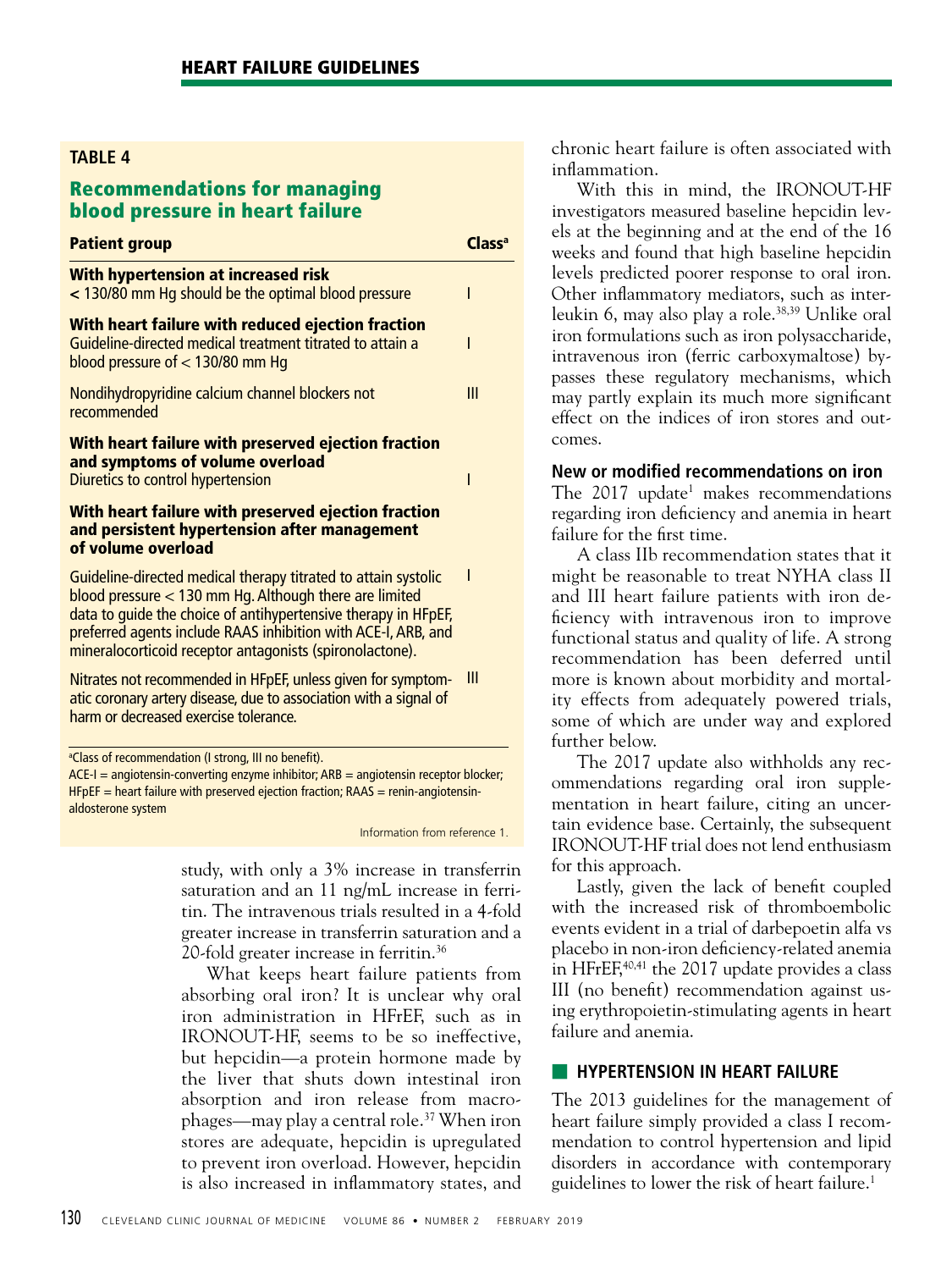**TABLE 4**

## Recommendations for managing blood pressure in heart failure

| Patient group | Class[a] |
|---|---|
| **With hypertension at increased risk** | |
| < 130/80 mm Hg should be the optimal blood pressure | I |
| **With heart failure with reduced ejection fraction** | |
| Guideline-directed medical treatment titrated to attain a blood pressure of < 130/80 mm Hg | I |
| Nondihydropyridine calcium channel blockers not recommended | III |
| **With heart failure with preserved ejection fraction and symptoms of volume overload** | |
| Diuretics to control hypertension | I |
| **With heart failure with preserved ejection fraction and persistent hypertension after management of volume overload** | |
| Guideline-directed medical therapy titrated to attain systolic blood pressure < 130 mm Hg. Although there are limited data to guide the choice of antihypertensive therapy in HFpEF, preferred agents include RAAS inhibition with ACE-I, ARB, and mineralocorticoid receptor antagonists (spironolactone). | I |
| Nitrates not recommended in HFpEF, unless given for symptomatic coronary artery disease, due to association with a signal of harm or decreased exercise tolerance. | III |

[a]Class of recommendation (I strong, III no benefit).
ACE-I = angiotensin-converting enzyme inhibitor; ARB = angiotensin receptor blocker; HFpEF = heart failure with preserved ejection fraction; RAAS = renin-angiotensin-aldosterone system

Information from reference 1.

study, with only a 3% increase in transferrin saturation and an 11 ng/mL increase in ferritin. The intravenous trials resulted in a 4-fold greater increase in transferrin saturation and a 20-fold greater increase in ferritin.[36]

What keeps heart failure patients from absorbing oral iron? It is unclear why oral iron administration in HFrEF, such as in IRONOUT-HF, seems to be so ineffective, but hepcidin—a protein hormone made by the liver that shuts down intestinal iron absorption and iron release from macrophages—may play a central role.[37] When iron stores are adequate, hepcidin is upregulated to prevent iron overload. However, hepcidin is also increased in inflammatory states, and chronic heart failure is often associated with inflammation.

With this in mind, the IRONOUT-HF investigators measured baseline hepcidin levels at the beginning and at the end of the 16 weeks and found that high baseline hepcidin levels predicted poorer response to oral iron. Other inflammatory mediators, such as interleukin 6, may also play a role.[38,39] Unlike oral iron formulations such as iron polysaccharide, intravenous iron (ferric carboxymaltose) bypasses these regulatory mechanisms, which may partly explain its much more significant effect on the indices of iron stores and outcomes.

### New or modified recommendations on iron

The 2017 update[1] makes recommendations regarding iron deficiency and anemia in heart failure for the first time.

A class IIb recommendation states that it might be reasonable to treat NYHA class II and III heart failure patients with iron deficiency with intravenous iron to improve functional status and quality of life. A strong recommendation has been deferred until more is known about morbidity and mortality effects from adequately powered trials, some of which are under way and explored further below.

The 2017 update also withholds any recommendations regarding oral iron supplementation in heart failure, citing an uncertain evidence base. Certainly, the subsequent IRONOUT-HF trial does not lend enthusiasm for this approach.

Lastly, given the lack of benefit coupled with the increased risk of thromboembolic events evident in a trial of darbepoetin alfa vs placebo in non-iron deficiency-related anemia in HFrEF,[40,41] the 2017 update provides a class III (no benefit) recommendation against using erythropoietin-stimulating agents in heart failure and anemia.

## HYPERTENSION IN HEART FAILURE

The 2013 guidelines for the management of heart failure simply provided a class I recommendation to control hypertension and lipid disorders in accordance with contemporary guidelines to lower the risk of heart failure.[1]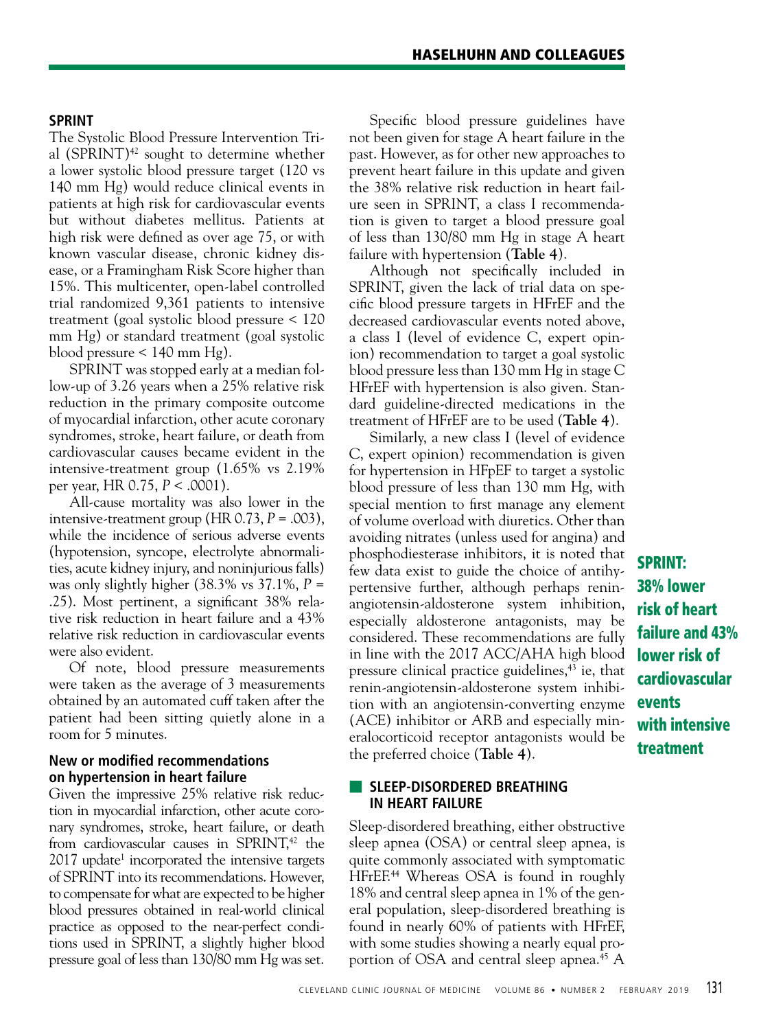## SPRINT

The Systolic Blood Pressure Intervention Trial (SPRINT)[42] sought to determine whether a lower systolic blood pressure target (120 vs 140 mm Hg) would reduce clinical events in patients at high risk for cardiovascular events but without diabetes mellitus. Patients at high risk were defined as over age 75, or with known vascular disease, chronic kidney disease, or a Framingham Risk Score higher than 15%. This multicenter, open-label controlled trial randomized 9,361 patients to intensive treatment (goal systolic blood pressure < 120 mm Hg) or standard treatment (goal systolic blood pressure < 140 mm Hg).

SPRINT was stopped early at a median follow-up of 3.26 years when a 25% relative risk reduction in the primary composite outcome of myocardial infarction, other acute coronary syndromes, stroke, heart failure, or death from cardiovascular causes became evident in the intensive-treatment group (1.65% vs 2.19% per year, HR 0.75, $P < .0001$).

All-cause mortality was also lower in the intensive-treatment group (HR 0.73, $P = .003$), while the incidence of serious adverse events (hypotension, syncope, electrolyte abnormalities, acute kidney injury, and noninjurious falls) was only slightly higher (38.3% vs 37.1%, $P = .25$). Most pertinent, a significant 38% relative risk reduction in heart failure and a 43% relative risk reduction in cardiovascular events were also evident.

Of note, blood pressure measurements were taken as the average of 3 measurements obtained by an automated cuff taken after the patient had been sitting quietly alone in a room for 5 minutes.

### New or modified recommendations on hypertension in heart failure

Given the impressive 25% relative risk reduction in myocardial infarction, other acute coronary syndromes, stroke, heart failure, or death from cardiovascular causes in SPRINT,[42] the 2017 update[1] incorporated the intensive targets of SPRINT into its recommendations. However, to compensate for what are expected to be higher blood pressures obtained in real-world clinical practice as opposed to the near-perfect conditions used in SPRINT, a slightly higher blood pressure goal of less than 130/80 mm Hg was set.

Specific blood pressure guidelines have not been given for stage A heart failure in the past. However, as for other new approaches to prevent heart failure in this update and given the 38% relative risk reduction in heart failure seen in SPRINT, a class I recommendation is given to target a blood pressure goal of less than 130/80 mm Hg in stage A heart failure with hypertension (**Table 4**).

Although not specifically included in SPRINT, given the lack of trial data on specific blood pressure targets in HFrEF and the decreased cardiovascular events noted above, a class I (level of evidence C, expert opinion) recommendation to target a goal systolic blood pressure less than 130 mm Hg in stage C HFrEF with hypertension is also given. Standard guideline-directed medications in the treatment of HFrEF are to be used (**Table 4**).

Similarly, a new class I (level of evidence C, expert opinion) recommendation is given for hypertension in HFpEF to target a systolic blood pressure of less than 130 mm Hg, with special mention to first manage any element of volume overload with diuretics. Other than avoiding nitrates (unless used for angina) and phosphodiesterase inhibitors, it is noted that few data exist to guide the choice of antihypertensive further, although perhaps renin-angiotensin-aldosterone system inhibition, especially aldosterone antagonists, may be considered. These recommendations are fully in line with the 2017 ACC/AHA high blood pressure clinical practice guidelines,[43] ie, that renin-angiotensin-aldosterone system inhibition with an angiotensin-converting enzyme (ACE) inhibitor or ARB and especially mineralocorticoid receptor antagonists would be the preferred choice (**Table 4**).

**SPRINT: 38% lower risk of heart failure and 43% lower risk of cardiovascular events with intensive treatment**

## SLEEP-DISORDERED BREATHING IN HEART FAILURE

Sleep-disordered breathing, either obstructive sleep apnea (OSA) or central sleep apnea, is quite commonly associated with symptomatic HFrEF.[44] Whereas OSA is found in roughly 18% and central sleep apnea in 1% of the general population, sleep-disordered breathing is found in nearly 60% of patients with HFrEF, with some studies showing a nearly equal proportion of OSA and central sleep apnea.[45] A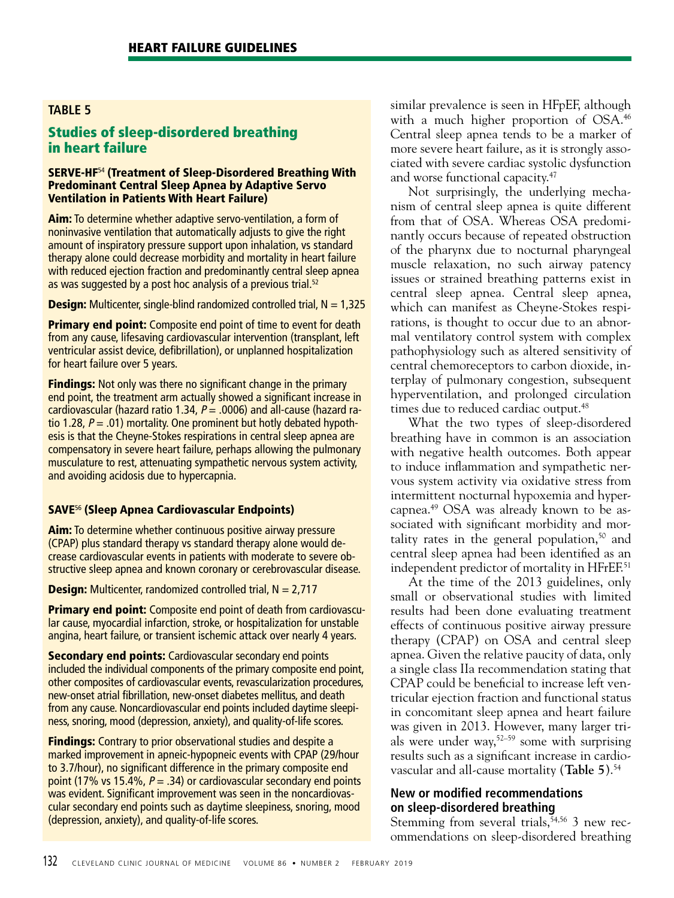## TABLE 5

### Studies of sleep-disordered breathing in heart failure

**SERVE-HF[54] (Treatment of Sleep-Disordered Breathing With Predominant Central Sleep Apnea by Adaptive Servo Ventilation in Patients With Heart Failure)**

**Aim:** To determine whether adaptive servo-ventilation, a form of noninvasive ventilation that automatically adjusts to give the right amount of inspiratory pressure support upon inhalation, vs standard therapy alone could decrease morbidity and mortality in heart failure with reduced ejection fraction and predominantly central sleep apnea as was suggested by a post hoc analysis of a previous trial.[52]

**Design:** Multicenter, single-blind randomized controlled trial, N = 1,325

**Primary end point:** Composite end point of time to event for death from any cause, lifesaving cardiovascular intervention (transplant, left ventricular assist device, defibrillation), or unplanned hospitalization for heart failure over 5 years.

**Findings:** Not only was there no significant change in the primary end point, the treatment arm actually showed a significant increase in cardiovascular (hazard ratio 1.34, $P = .0006$) and all-cause (hazard ratio 1.28, $P = .01$) mortality. One prominent but hotly debated hypothesis is that the Cheyne-Stokes respirations in central sleep apnea are compensatory in severe heart failure, perhaps allowing the pulmonary musculature to rest, attenuating sympathetic nervous system activity, and avoiding acidosis due to hypercapnia.

**SAVE[56] (Sleep Apnea Cardiovascular Endpoints)**

**Aim:** To determine whether continuous positive airway pressure (CPAP) plus standard therapy vs standard therapy alone would decrease cardiovascular events in patients with moderate to severe obstructive sleep apnea and known coronary or cerebrovascular disease.

**Design:** Multicenter, randomized controlled trial, N = 2,717

**Primary end point:** Composite end point of death from cardiovascular cause, myocardial infarction, stroke, or hospitalization for unstable angina, heart failure, or transient ischemic attack over nearly 4 years.

**Secondary end points:** Cardiovascular secondary end points included the individual components of the primary composite end point, other composites of cardiovascular events, revascularization procedures, new-onset atrial fibrillation, new-onset diabetes mellitus, and death from any cause. Noncardiovascular end points included daytime sleepiness, snoring, mood (depression, anxiety), and quality-of-life scores.

**Findings:** Contrary to prior observational studies and despite a marked improvement in apneic-hypopneic events with CPAP (29/hour to 3.7/hour), no significant difference in the primary composite end point (17% vs 15.4%, $P = .34$) or cardiovascular secondary end points was evident. Significant improvement was seen in the noncardiovascular secondary end points such as daytime sleepiness, snoring, mood (depression, anxiety), and quality-of-life scores.

---

similar prevalence is seen in HFpEF, although with a much higher proportion of OSA.[46] Central sleep apnea tends to be a marker of more severe heart failure, as it is strongly associated with severe cardiac systolic dysfunction and worse functional capacity.[47]

Not surprisingly, the underlying mechanism of central sleep apnea is quite different from that of OSA. Whereas OSA predominantly occurs because of repeated obstruction of the pharynx due to nocturnal pharyngeal muscle relaxation, no such airway patency issues or strained breathing patterns exist in central sleep apnea. Central sleep apnea, which can manifest as Cheyne-Stokes respirations, is thought to occur due to an abnormal ventilatory control system with complex pathophysiology such as altered sensitivity of central chemoreceptors to carbon dioxide, interplay of pulmonary congestion, subsequent hyperventilation, and prolonged circulation times due to reduced cardiac output.[48]

What the two types of sleep-disordered breathing have in common is an association with negative health outcomes. Both appear to induce inflammation and sympathetic nervous system activity via oxidative stress from intermittent nocturnal hypoxemia and hypercapnea.[49] OSA was already known to be associated with significant morbidity and mortality rates in the general population,[50] and central sleep apnea had been identified as an independent predictor of mortality in HFrEF.[51]

At the time of the 2013 guidelines, only small or observational studies with limited results had been done evaluating treatment effects of continuous positive airway pressure therapy (CPAP) on OSA and central sleep apnea. Given the relative paucity of data, only a single class IIa recommendation stating that CPAP could be beneficial to increase left ventricular ejection fraction and functional status in concomitant sleep apnea and heart failure was given in 2013. However, many larger trials were under way,[52–59] some with surprising results such as a significant increase in cardiovascular and all-cause mortality (**Table 5**).[54]

### New or modified recommendations on sleep-disordered breathing

Stemming from several trials,[54,56] 3 new recommendations on sleep-disordered breathing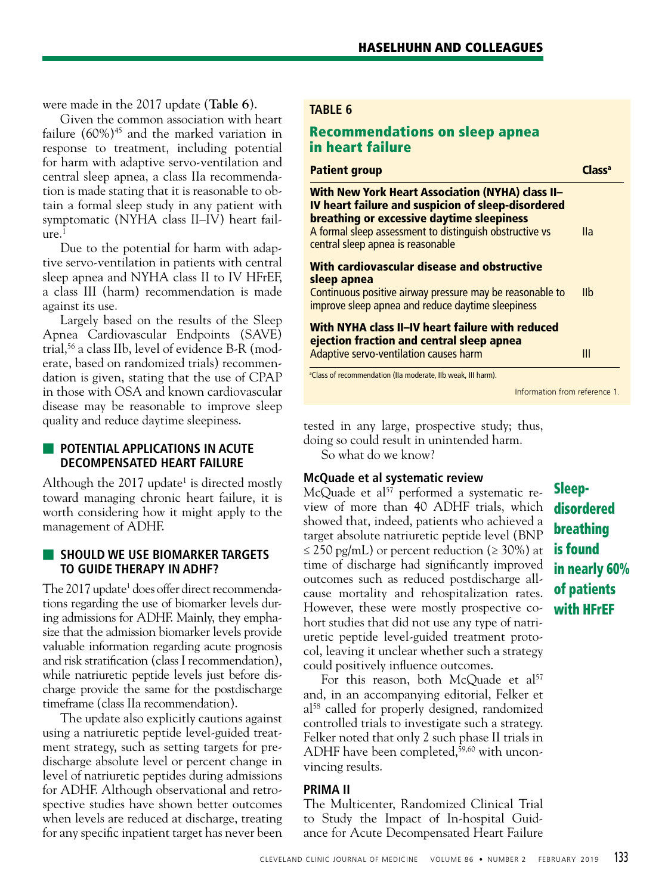were made in the 2017 update (**Table 6**).

Given the common association with heart failure (60%)[45] and the marked variation in response to treatment, including potential for harm with adaptive servo-ventilation and central sleep apnea, a class IIa recommendation is made stating that it is reasonable to obtain a formal sleep study in any patient with symptomatic (NYHA class II–IV) heart failure.[1]

Due to the potential for harm with adaptive servo-ventilation in patients with central sleep apnea and NYHA class II to IV HFrEF, a class III (harm) recommendation is made against its use.

Largely based on the results of the Sleep Apnea Cardiovascular Endpoints (SAVE) trial,[56] a class IIb, level of evidence B-R (moderate, based on randomized trials) recommendation is given, stating that the use of CPAP in those with OSA and known cardiovascular disease may be reasonable to improve sleep quality and reduce daytime sleepiness.

**TABLE 6**

**Recommendations on sleep apnea in heart failure**

| Patient group | Class[a] |
|---|---|
| **With New York Heart Association (NYHA) class II–IV heart failure and suspicion of sleep-disordered breathing or excessive daytime sleepiness** A formal sleep assessment to distinguish obstructive vs central sleep apnea is reasonable | IIa |
| **With cardiovascular disease and obstructive sleep apnea** Continuous positive airway pressure may be reasonable to improve sleep apnea and reduce daytime sleepiness | IIb |
| **With NYHA class II–IV heart failure with reduced ejection fraction and central sleep apnea** Adaptive servo-ventilation causes harm | III |

[a]Class of recommendation (IIa moderate, IIb weak, III harm).

Information from reference 1.

## POTENTIAL APPLICATIONS IN ACUTE DECOMPENSATED HEART FAILURE

Although the 2017 update[1] is directed mostly toward managing chronic heart failure, it is worth considering how it might apply to the management of ADHF.

## SHOULD WE USE BIOMARKER TARGETS TO GUIDE THERAPY IN ADHF?

The 2017 update[1] does offer direct recommendations regarding the use of biomarker levels during admissions for ADHF. Mainly, they emphasize that the admission biomarker levels provide valuable information regarding acute prognosis and risk stratification (class I recommendation), while natriuretic peptide levels just before discharge provide the same for the postdischarge timeframe (class IIa recommendation).

The update also explicitly cautions against using a natriuretic peptide level-guided treatment strategy, such as setting targets for predischarge absolute level or percent change in level of natriuretic peptides during admissions for ADHF. Although observational and retrospective studies have shown better outcomes when levels are reduced at discharge, treating for any specific inpatient target has never been tested in any large, prospective study; thus, doing so could result in unintended harm.

So what do we know?

### McQuade et al systematic review

McQuade et al[57] performed a systematic review of more than 40 ADHF trials, which showed that, indeed, patients who achieved a target absolute natriuretic peptide level (BNP ≤ 250 pg/mL) or percent reduction (≥ 30%) at time of discharge had significantly improved outcomes such as reduced postdischarge all-cause mortality and rehospitalization rates. However, these were mostly prospective cohort studies that did not use any type of natriuretic peptide level-guided treatment protocol, leaving it unclear whether such a strategy could positively influence outcomes.

**Sleep-disordered breathing is found in nearly 60% of patients with HFrEF**

For this reason, both McQuade et al[57] and, in an accompanying editorial, Felker et al[58] called for properly designed, randomized controlled trials to investigate such a strategy. Felker noted that only 2 such phase II trials in ADHF have been completed,[59,60] with unconvincing results.

### PRIMA II

The Multicenter, Randomized Clinical Trial to Study the Impact of In-hospital Guidance for Acute Decompensated Heart Failure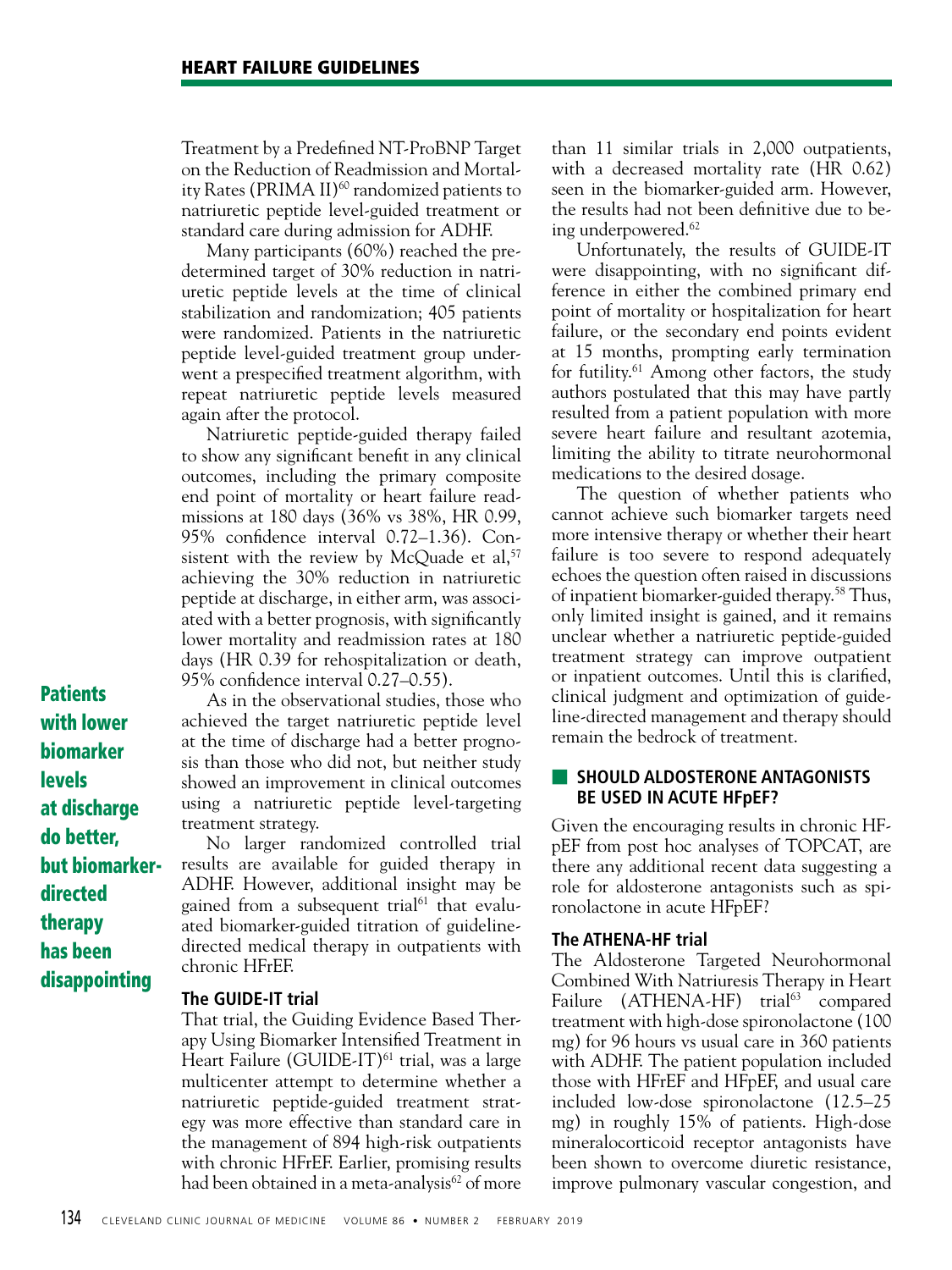Treatment by a Predefined NT-ProBNP Target on the Reduction of Readmission and Mortality Rates (PRIMA II)[60] randomized patients to natriuretic peptide level-guided treatment or standard care during admission for ADHF.

Many participants (60%) reached the predetermined target of 30% reduction in natriuretic peptide levels at the time of clinical stabilization and randomization; 405 patients were randomized. Patients in the natriuretic peptide level-guided treatment group underwent a prespecified treatment algorithm, with repeat natriuretic peptide levels measured again after the protocol.

Natriuretic peptide-guided therapy failed to show any significant benefit in any clinical outcomes, including the primary composite end point of mortality or heart failure readmissions at 180 days (36% vs 38%, HR 0.99, 95% confidence interval 0.72–1.36). Consistent with the review by McQuade et al,[57] achieving the 30% reduction in natriuretic peptide at discharge, in either arm, was associated with a better prognosis, with significantly lower mortality and readmission rates at 180 days (HR 0.39 for rehospitalization or death, 95% confidence interval 0.27–0.55).

**Patients with lower biomarker levels at discharge do better, but biomarker-directed therapy has been disappointing**

As in the observational studies, those who achieved the target natriuretic peptide level at the time of discharge had a better prognosis than those who did not, but neither study showed an improvement in clinical outcomes using a natriuretic peptide level-targeting treatment strategy.

No larger randomized controlled trial results are available for guided therapy in ADHF. However, additional insight may be gained from a subsequent trial[61] that evaluated biomarker-guided titration of guideline-directed medical therapy in outpatients with chronic HFrEF.

### The GUIDE-IT trial

That trial, the Guiding Evidence Based Therapy Using Biomarker Intensified Treatment in Heart Failure (GUIDE-IT)[61] trial, was a large multicenter attempt to determine whether a natriuretic peptide-guided treatment strategy was more effective than standard care in the management of 894 high-risk outpatients with chronic HFrEF. Earlier, promising results had been obtained in a meta-analysis[62] of more than 11 similar trials in 2,000 outpatients, with a decreased mortality rate (HR 0.62) seen in the biomarker-guided arm. However, the results had not been definitive due to being underpowered.[62]

Unfortunately, the results of GUIDE-IT were disappointing, with no significant difference in either the combined primary end point of mortality or hospitalization for heart failure, or the secondary end points evident at 15 months, prompting early termination for futility.[61] Among other factors, the study authors postulated that this may have partly resulted from a patient population with more severe heart failure and resultant azotemia, limiting the ability to titrate neurohormonal medications to the desired dosage.

The question of whether patients who cannot achieve such biomarker targets need more intensive therapy or whether their heart failure is too severe to respond adequately echoes the question often raised in discussions of inpatient biomarker-guided therapy.[58] Thus, only limited insight is gained, and it remains unclear whether a natriuretic peptide-guided treatment strategy can improve outpatient or inpatient outcomes. Until this is clarified, clinical judgment and optimization of guideline-directed management and therapy should remain the bedrock of treatment.

## SHOULD ALDOSTERONE ANTAGONISTS BE USED IN ACUTE HFpEF?

Given the encouraging results in chronic HFpEF from post hoc analyses of TOPCAT, are there any additional recent data suggesting a role for aldosterone antagonists such as spironolactone in acute HFpEF?

### The ATHENA-HF trial

The Aldosterone Targeted Neurohormonal Combined With Natriuresis Therapy in Heart Failure (ATHENA-HF) trial[63] compared treatment with high-dose spironolactone (100 mg) for 96 hours vs usual care in 360 patients with ADHF. The patient population included those with HFrEF and HFpEF, and usual care included low-dose spironolactone (12.5–25 mg) in roughly 15% of patients. High-dose mineralocorticoid receptor antagonists have been shown to overcome diuretic resistance, improve pulmonary vascular congestion, and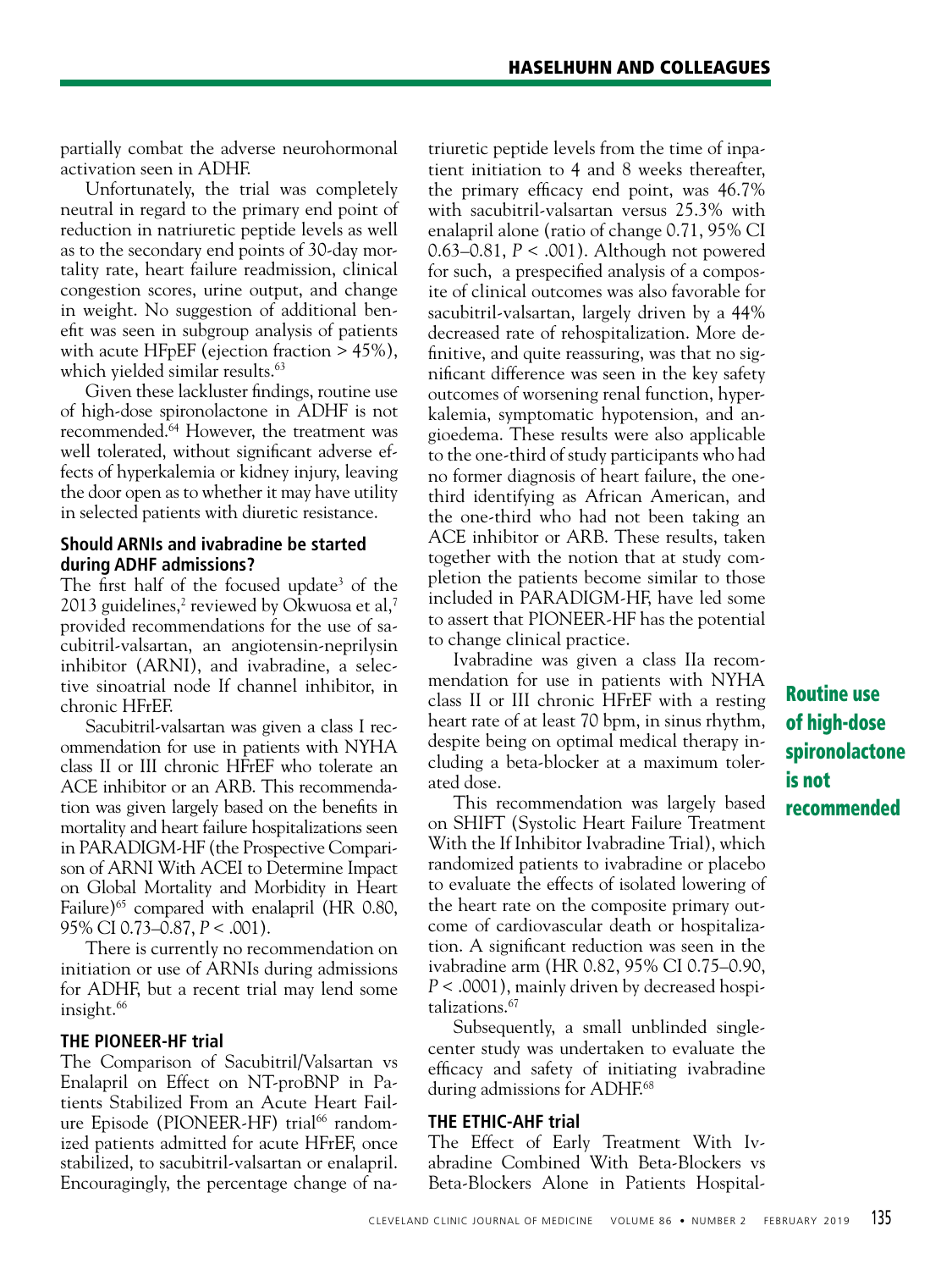partially combat the adverse neurohormonal activation seen in ADHF.

Unfortunately, the trial was completely neutral in regard to the primary end point of reduction in natriuretic peptide levels as well as to the secondary end points of 30-day mortality rate, heart failure readmission, clinical congestion scores, urine output, and change in weight. No suggestion of additional benefit was seen in subgroup analysis of patients with acute HFpEF (ejection fraction > 45%), which yielded similar results.[63]

Given these lackluster findings, routine use of high-dose spironolactone in ADHF is not recommended.[64] However, the treatment was well tolerated, without significant adverse effects of hyperkalemia or kidney injury, leaving the door open as to whether it may have utility in selected patients with diuretic resistance.

### Should ARNIs and ivabradine be started during ADHF admissions?

The first half of the focused update[3] of the 2013 guidelines,[2] reviewed by Okwuosa et al,[7] provided recommendations for the use of sacubitril-valsartan, an angiotensin-neprilysin inhibitor (ARNI), and ivabradine, a selective sinoatrial node If channel inhibitor, in chronic HFrEF.

Sacubitril-valsartan was given a class I recommendation for use in patients with NYHA class II or III chronic HFrEF who tolerate an ACE inhibitor or an ARB. This recommendation was given largely based on the benefits in mortality and heart failure hospitalizations seen in PARADIGM-HF (the Prospective Comparison of ARNI With ACEI to Determine Impact on Global Mortality and Morbidity in Heart Failure)[65] compared with enalapril (HR 0.80, 95% CI 0.73–0.87, $P < .001$).

There is currently no recommendation on initiation or use of ARNIs during admissions for ADHF, but a recent trial may lend some insight.[66]

### THE PIONEER-HF trial

The Comparison of Sacubitril/Valsartan vs Enalapril on Effect on NT-proBNP in Patients Stabilized From an Acute Heart Failure Episode (PIONEER-HF) trial[66] randomized patients admitted for acute HFrEF, once stabilized, to sacubitril-valsartan or enalapril. Encouragingly, the percentage change of natriuretic peptide levels from the time of inpatient initiation to 4 and 8 weeks thereafter, the primary efficacy end point, was 46.7% with sacubitril-valsartan versus 25.3% with enalapril alone (ratio of change 0.71, 95% CI 0.63–0.81, $P < .001$). Although not powered for such, a prespecified analysis of a composite of clinical outcomes was also favorable for sacubitril-valsartan, largely driven by a 44% decreased rate of rehospitalization. More definitive, and quite reassuring, was that no significant difference was seen in the key safety outcomes of worsening renal function, hyperkalemia, symptomatic hypotension, and angioedema. These results were also applicable to the one-third of study participants who had no former diagnosis of heart failure, the one-third identifying as African American, and the one-third who had not been taking an ACE inhibitor or ARB. These results, taken together with the notion that at study completion the patients become similar to those included in PARADIGM-HF, have led some to assert that PIONEER-HF has the potential to change clinical practice.

Ivabradine was given a class IIa recommendation for use in patients with NYHA class II or III chronic HFrEF with a resting heart rate of at least 70 bpm, in sinus rhythm, despite being on optimal medical therapy including a beta-blocker at a maximum tolerated dose.

This recommendation was largely based on SHIFT (Systolic Heart Failure Treatment With the If Inhibitor Ivabradine Trial), which randomized patients to ivabradine or placebo to evaluate the effects of isolated lowering of the heart rate on the composite primary outcome of cardiovascular death or hospitalization. A significant reduction was seen in the ivabradine arm (HR 0.82, 95% CI 0.75–0.90, $P < .0001$), mainly driven by decreased hospitalizations.[67]

Subsequently, a small unblinded single-center study was undertaken to evaluate the efficacy and safety of initiating ivabradine during admissions for ADHF.[68]

### THE ETHIC-AHF trial

The Effect of Early Treatment With Ivabradine Combined With Beta-Blockers vs Beta-Blockers Alone in Patients Hospital-

**Routine use of high-dose spironolactone is not recommended**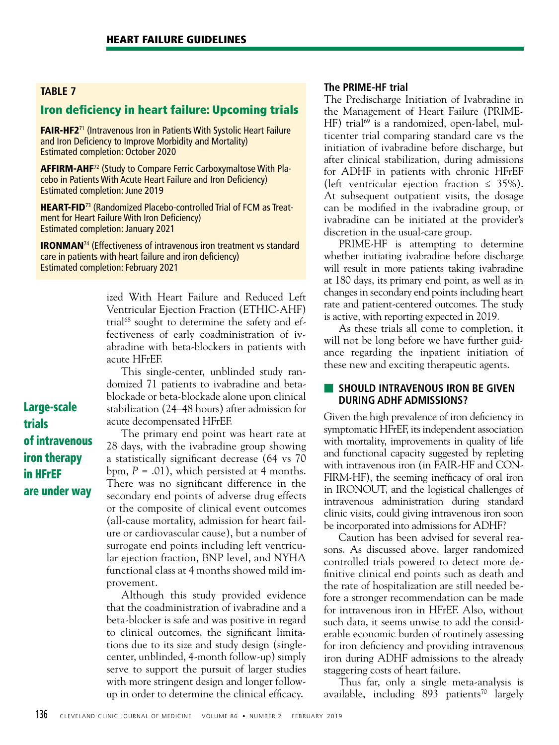**TABLE 7**

## Iron deficiency in heart failure: Upcoming trials

**FAIR-HF2**[71] (Intravenous Iron in Patients With Systolic Heart Failure and Iron Deficiency to Improve Morbidity and Mortality)
Estimated completion: October 2020

**AFFIRM-AHF**[72] (Study to Compare Ferric Carboxymaltose With Placebo in Patients With Acute Heart Failure and Iron Deficiency)
Estimated completion: June 2019

**HEART-FID**[73] (Randomized Placebo-controlled Trial of FCM as Treatment for Heart Failure With Iron Deficiency)
Estimated completion: January 2021

**IRONMAN**[74] (Effectiveness of intravenous iron treatment vs standard care in patients with heart failure and iron deficiency)
Estimated completion: February 2021

ized With Heart Failure and Reduced Left Ventricular Ejection Fraction (ETHIC-AHF) trial[68] sought to determine the safety and effectiveness of early coadministration of ivabradine with beta-blockers in patients with acute HFrEF.

This single-center, unblinded study randomized 71 patients to ivabradine and beta-blockade or beta-blockade alone upon clinical stabilization (24–48 hours) after admission for acute decompensated HFrEF.

**Large-scale trials of intravenous iron therapy in HFrEF are under way**

The primary end point was heart rate at 28 days, with the ivabradine group showing a statistically significant decrease (64 vs 70 bpm, $P = .01$), which persisted at 4 months. There was no significant difference in the secondary end points of adverse drug effects or the composite of clinical event outcomes (all-cause mortality, admission for heart failure or cardiovascular cause), but a number of surrogate end points including left ventricular ejection fraction, BNP level, and NYHA functional class at 4 months showed mild improvement.

Although this study provided evidence that the coadministration of ivabradine and a beta-blocker is safe and was positive in regard to clinical outcomes, the significant limitations due to its size and study design (single-center, unblinded, 4-month follow-up) simply serve to support the pursuit of larger studies with more stringent design and longer follow-up in order to determine the clinical efficacy.

### The PRIME-HF trial

The Predischarge Initiation of Ivabradine in the Management of Heart Failure (PRIME-HF) trial[69] is a randomized, open-label, multicenter trial comparing standard care vs the initiation of ivabradine before discharge, but after clinical stabilization, during admissions for ADHF in patients with chronic HFrEF (left ventricular ejection fraction ≤ 35%). At subsequent outpatient visits, the dosage can be modified in the ivabradine group, or ivabradine can be initiated at the provider's discretion in the usual-care group.

PRIME-HF is attempting to determine whether initiating ivabradine before discharge will result in more patients taking ivabradine at 180 days, its primary end point, as well as in changes in secondary end points including heart rate and patient-centered outcomes. The study is active, with reporting expected in 2019.

As these trials all come to completion, it will not be long before we have further guidance regarding the inpatient initiation of these new and exciting therapeutic agents.

## SHOULD INTRAVENOUS IRON BE GIVEN DURING ADHF ADMISSIONS?

Given the high prevalence of iron deficiency in symptomatic HFrEF, its independent association with mortality, improvements in quality of life and functional capacity suggested by repleting with intravenous iron (in FAIR-HF and CONFIRM-HF), the seeming inefficacy of oral iron in IRONOUT, and the logistical challenges of intravenous administration during standard clinic visits, could giving intravenous iron soon be incorporated into admissions for ADHF?

Caution has been advised for several reasons. As discussed above, larger randomized controlled trials powered to detect more definitive clinical end points such as death and the rate of hospitalization are still needed before a stronger recommendation can be made for intravenous iron in HFrEF. Also, without such data, it seems unwise to add the considerable economic burden of routinely assessing for iron deficiency and providing intravenous iron during ADHF admissions to the already staggering costs of heart failure.

Thus far, only a single meta-analysis is available, including 893 patients[70] largely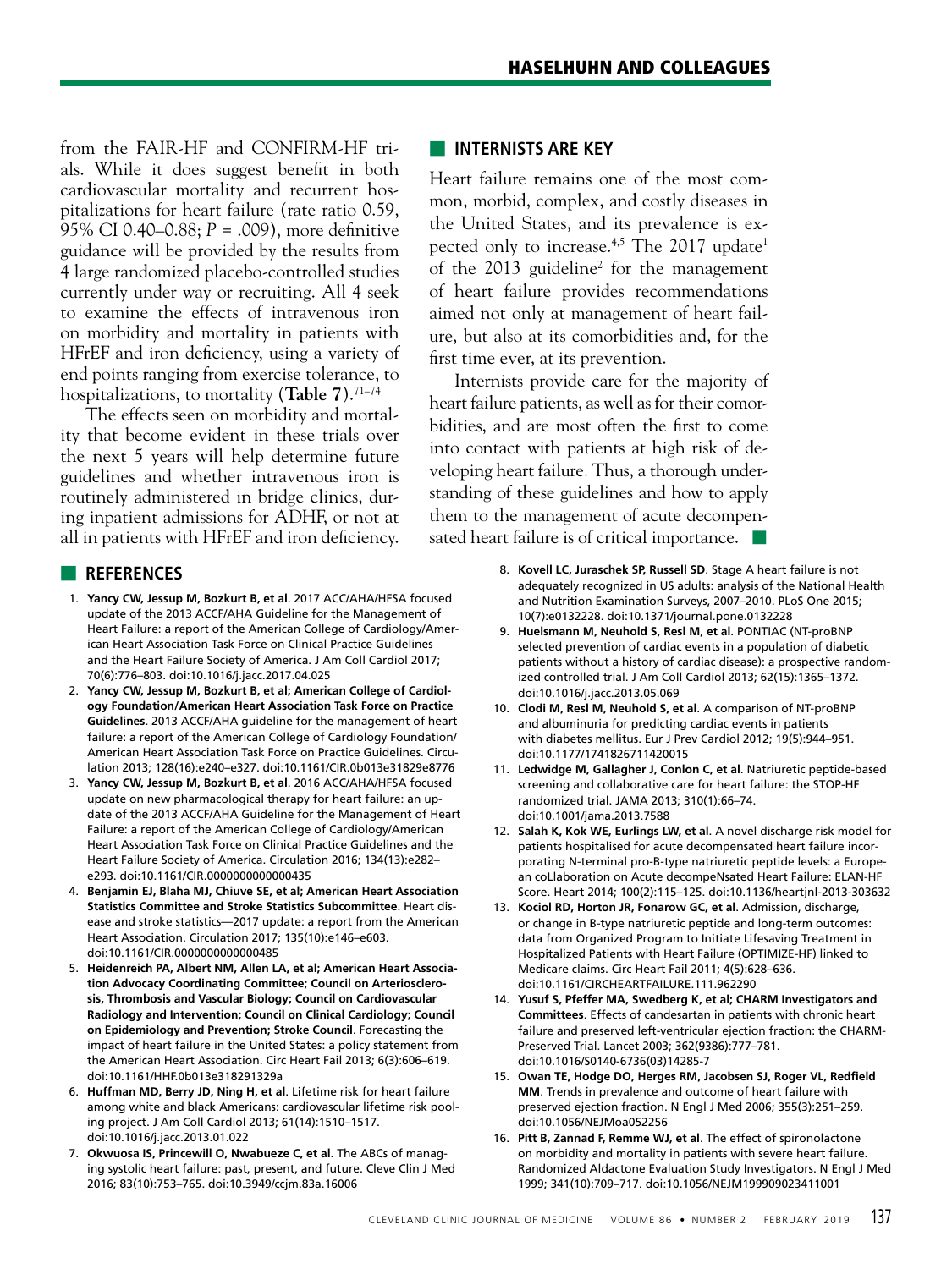from the FAIR-HF and CONFIRM-HF trials. While it does suggest benefit in both cardiovascular mortality and recurrent hospitalizations for heart failure (rate ratio 0.59, 95% CI 0.40–0.88; *P* = .009), more definitive guidance will be provided by the results from 4 large randomized placebo-controlled studies currently under way or recruiting. All 4 seek to examine the effects of intravenous iron on morbidity and mortality in patients with HFrEF and iron deficiency, using a variety of end points ranging from exercise tolerance, to hospitalizations, to mortality (**Table 7**).[71–74]

The effects seen on morbidity and mortality that become evident in these trials over the next 5 years will help determine future guidelines and whether intravenous iron is routinely administered in bridge clinics, during inpatient admissions for ADHF, or not at all in patients with HFrEF and iron deficiency.

## INTERNISTS ARE KEY

Heart failure remains one of the most common, morbid, complex, and costly diseases in the United States, and its prevalence is expected only to increase.[4,5] The 2017 update[1] of the 2013 guideline[2] for the management of heart failure provides recommendations aimed not only at management of heart failure, but also at its comorbidities and, for the first time ever, at its prevention.

Internists provide care for the majority of heart failure patients, as well as for their comorbidities, and are most often the first to come into contact with patients at high risk of developing heart failure. Thus, a thorough understanding of these guidelines and how to apply them to the management of acute decompensated heart failure is of critical importance. ■

## REFERENCES

1. **Yancy CW, Jessup M, Bozkurt B, et al**. 2017 ACC/AHA/HFSA focused update of the 2013 ACCF/AHA Guideline for the Management of Heart Failure: a report of the American College of Cardiology/American Heart Association Task Force on Clinical Practice Guidelines and the Heart Failure Society of America. J Am Coll Cardiol 2017; 70(6):776–803. doi:10.1016/j.jacc.2017.04.025
2. **Yancy CW, Jessup M, Bozkurt B, et al; American College of Cardiology Foundation/American Heart Association Task Force on Practice Guidelines**. 2013 ACCF/AHA guideline for the management of heart failure: a report of the American College of Cardiology Foundation/American Heart Association Task Force on Practice Guidelines. Circulation 2013; 128(16):e240–e327. doi:10.1161/CIR.0b013e31829e8776
3. **Yancy CW, Jessup M, Bozkurt B, et al**. 2016 ACC/AHA/HFSA focused update on new pharmacological therapy for heart failure: an update of the 2013 ACCF/AHA Guideline for the Management of Heart Failure: a report of the American College of Cardiology/American Heart Association Task Force on Clinical Practice Guidelines and the Heart Failure Society of America. Circulation 2016; 134(13):e282–e293. doi:10.1161/CIR.0000000000000435
4. **Benjamin EJ, Blaha MJ, Chiuve SE, et al; American Heart Association Statistics Committee and Stroke Statistics Subcommittee**. Heart disease and stroke statistics—2017 update: a report from the American Heart Association. Circulation 2017; 135(10):e146–e603. doi:10.1161/CIR.0000000000000485
5. **Heidenreich PA, Albert NM, Allen LA, et al; American Heart Association Advocacy Coordinating Committee; Council on Arteriosclerosis, Thrombosis and Vascular Biology; Council on Cardiovascular Radiology and Intervention; Council on Clinical Cardiology; Council on Epidemiology and Prevention; Stroke Council**. Forecasting the impact of heart failure in the United States: a policy statement from the American Heart Association. Circ Heart Fail 2013; 6(3):606–619. doi:10.1161/HHF.0b013e318291329a
6. **Huffman MD, Berry JD, Ning H, et al**. Lifetime risk for heart failure among white and black Americans: cardiovascular lifetime risk pooling project. J Am Coll Cardiol 2013; 61(14):1510–1517. doi:10.1016/j.jacc.2013.01.022
7. **Okwuosa IS, Princewill O, Nwabueze C, et al**. The ABCs of managing systolic heart failure: past, present, and future. Cleve Clin J Med 2016; 83(10):753–765. doi:10.3949/ccjm.83a.16006
8. **Kovell LC, Juraschek SP, Russell SD**. Stage A heart failure is not adequately recognized in US adults: analysis of the National Health and Nutrition Examination Surveys, 2007–2010. PLoS One 2015; 10(7):e0132228. doi:10.1371/journal.pone.0132228
9. **Huelsmann M, Neuhold S, Resl M, et al**. PONTIAC (NT-proBNP selected prevention of cardiac events in a population of diabetic patients without a history of cardiac disease): a prospective randomized controlled trial. J Am Coll Cardiol 2013; 62(15):1365–1372. doi:10.1016/j.jacc.2013.05.069
10. **Clodi M, Resl M, Neuhold S, et al**. A comparison of NT-proBNP and albuminuria for predicting cardiac events in patients with diabetes mellitus. Eur J Prev Cardiol 2012; 19(5):944–951. doi:10.1177/1741826711420015
11. **Ledwidge M, Gallagher J, Conlon C, et al**. Natriuretic peptide-based screening and collaborative care for heart failure: the STOP-HF randomized trial. JAMA 2013; 310(1):66–74. doi:10.1001/jama.2013.7588
12. **Salah K, Kok WE, Eurlings LW, et al**. A novel discharge risk model for patients hospitalised for acute decompensated heart failure incorporating N-terminal pro-B-type natriuretic peptide levels: a European coLlaboration on Acute decompeNsated Heart Failure: ELAN-HF Score. Heart 2014; 100(2):115–125. doi:10.1136/heartjnl-2013-303632
13. **Kociol RD, Horton JR, Fonarow GC, et al**. Admission, discharge, or change in B-type natriuretic peptide and long-term outcomes: data from Organized Program to Initiate Lifesaving Treatment in Hospitalized Patients with Heart Failure (OPTIMIZE-HF) linked to Medicare claims. Circ Heart Fail 2011; 4(5):628–636. doi:10.1161/CIRCHEARTFAILURE.111.962290
14. **Yusuf S, Pfeffer MA, Swedberg K, et al; CHARM Investigators and Committees**. Effects of candesartan in patients with chronic heart failure and preserved left-ventricular ejection fraction: the CHARM-Preserved Trial. Lancet 2003; 362(9386):777–781. doi:10.1016/S0140-6736(03)14285-7
15. **Owan TE, Hodge DO, Herges RM, Jacobsen SJ, Roger VL, Redfield MM**. Trends in prevalence and outcome of heart failure with preserved ejection fraction. N Engl J Med 2006; 355(3):251–259. doi:10.1056/NEJMoa052256
16. **Pitt B, Zannad F, Remme WJ, et al**. The effect of spironolactone on morbidity and mortality in patients with severe heart failure. Randomized Aldactone Evaluation Study Investigators. N Engl J Med 1999; 341(10):709–717. doi:10.1056/NEJM199909023411001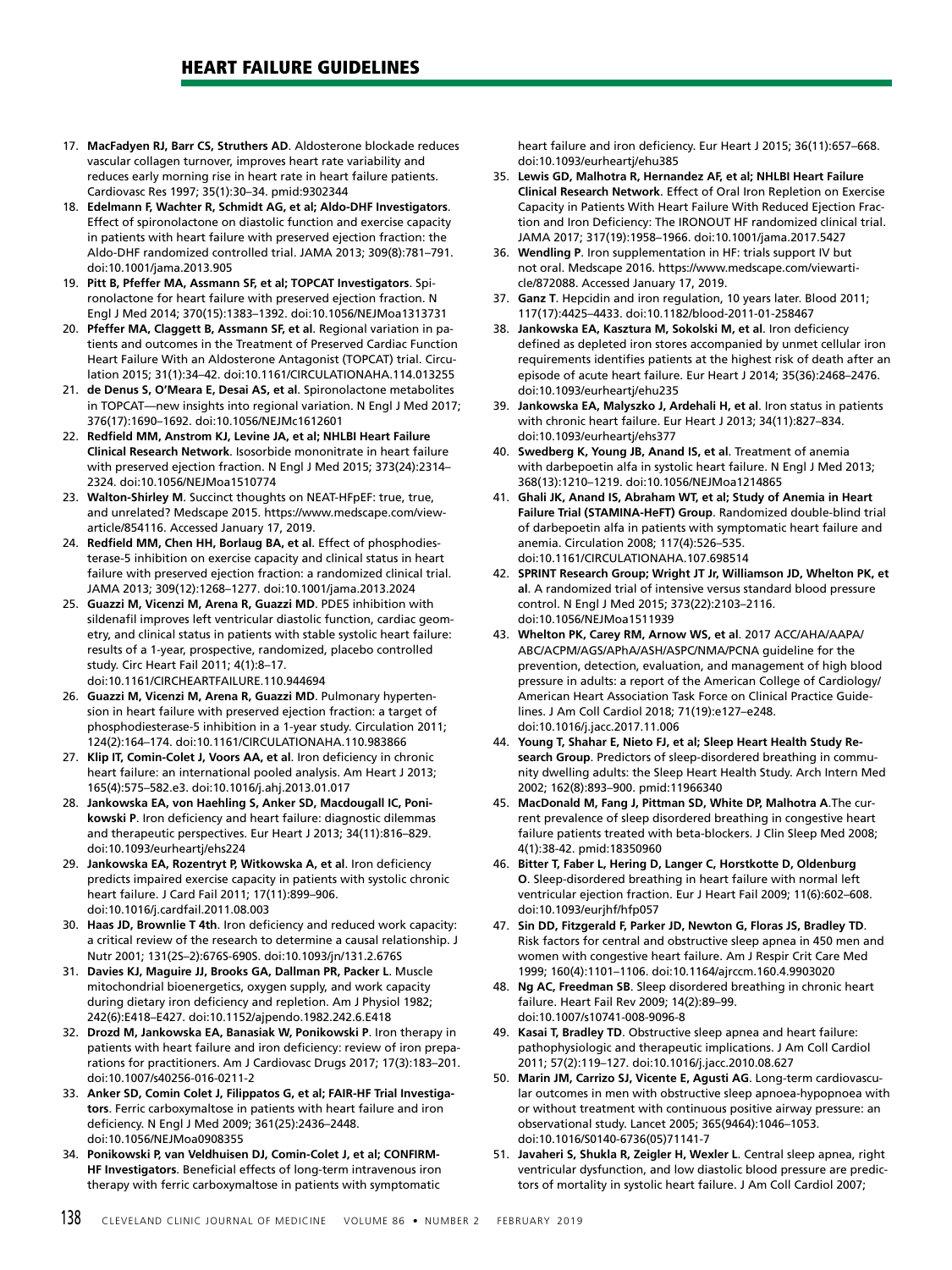17. **MacFadyen RJ, Barr CS, Struthers AD**. Aldosterone blockade reduces vascular collagen turnover, improves heart rate variability and reduces early morning rise in heart rate in heart failure patients. Cardiovasc Res 1997; 35(1):30–34. pmid:9302344
18. **Edelmann F, Wachter R, Schmidt AG, et al; Aldo-DHF Investigators**. Effect of spironolactone on diastolic function and exercise capacity in patients with heart failure with preserved ejection fraction: the Aldo-DHF randomized controlled trial. JAMA 2013; 309(8):781–791. doi:10.1001/jama.2013.905
19. **Pitt B, Pfeffer MA, Assmann SF, et al; TOPCAT Investigators**. Spironolactone for heart failure with preserved ejection fraction. N Engl J Med 2014; 370(15):1383–1392. doi:10.1056/NEJMoa1313731
20. **Pfeffer MA, Claggett B, Assmann SF, et al**. Regional variation in patients and outcomes in the Treatment of Preserved Cardiac Function Heart Failure With an Aldosterone Antagonist (TOPCAT) trial. Circulation 2015; 31(1):34–42. doi:10.1161/CIRCULATIONAHA.114.013255
21. **de Denus S, O'Meara E, Desai AS, et al**. Spironolactone metabolites in TOPCAT—new insights into regional variation. N Engl J Med 2017; 376(17):1690–1692. doi:10.1056/NEJMc1612601
22. **Redfield MM, Anstrom KJ, Levine JA, et al; NHLBI Heart Failure Clinical Research Network**. Isosorbide mononitrate in heart failure with preserved ejection fraction. N Engl J Med 2015; 373(24):2314–2324. doi:10.1056/NEJMoa1510774
23. **Walton-Shirley M**. Succinct thoughts on NEAT-HFpEF: true, true, and unrelated? Medscape 2015. https://www.medscape.com/viewarticle/854116. Accessed January 17, 2019.
24. **Redfield MM, Chen HH, Borlaug BA, et al**. Effect of phosphodiesterase-5 inhibition on exercise capacity and clinical status in heart failure with preserved ejection fraction: a randomized clinical trial. JAMA 2013; 309(12):1268–1277. doi:10.1001/jama.2013.2024
25. **Guazzi M, Vicenzi M, Arena R, Guazzi MD**. PDE5 inhibition with sildenafil improves left ventricular diastolic function, cardiac geometry, and clinical status in patients with stable systolic heart failure: results of a 1-year, prospective, randomized, placebo controlled study. Circ Heart Fail 2011; 4(1):8–17. doi:10.1161/CIRCHEARTFAILURE.110.944694
26. **Guazzi M, Vicenzi M, Arena R, Guazzi MD**. Pulmonary hypertension in heart failure with preserved ejection fraction: a target of phosphodiesterase-5 inhibition in a 1-year study. Circulation 2011; 124(2):164–174. doi:10.1161/CIRCULATIONAHA.110.983866
27. **Klip IT, Comin-Colet J, Voors AA, et al**. Iron deficiency in chronic heart failure: an international pooled analysis. Am Heart J 2013; 165(4):575–582.e3. doi:10.1016/j.ahj.2013.01.017
28. **Jankowska EA, von Haehling S, Anker SD, Macdougall IC, Ponikowski P**. Iron deficiency and heart failure: diagnostic dilemmas and therapeutic perspectives. Eur Heart J 2013; 34(11):816–829. doi:10.1093/eurheartj/ehs224
29. **Jankowska EA, Rozentryt P, Witkowska A, et al**. Iron deficiency predicts impaired exercise capacity in patients with systolic chronic heart failure. J Card Fail 2011; 17(11):899–906. doi:10.1016/j.cardfail.2011.08.003
30. **Haas JD, Brownlie T 4th**. Iron deficiency and reduced work capacity: a critical review of the research to determine a causal relationship. J Nutr 2001; 131(2S–2):676S-690S. doi:10.1093/jn/131.2.676S
31. **Davies KJ, Maguire JJ, Brooks GA, Dallman PR, Packer L**. Muscle mitochondrial bioenergetics, oxygen supply, and work capacity during dietary iron deficiency and repletion. Am J Physiol 1982; 242(6):E418–E427. doi:10.1152/ajpendo.1982.242.6.E418
32. **Drozd M, Jankowska EA, Banasiak W, Ponikowski P**. Iron therapy in patients with heart failure and iron deficiency: review of iron preparations for practitioners. Am J Cardiovasc Drugs 2017; 17(3):183–201. doi:10.1007/s40256-016-0211-2
33. **Anker SD, Comin Colet J, Filippatos G, et al; FAIR-HF Trial Investigators**. Ferric carboxymaltose in patients with heart failure and iron deficiency. N Engl J Med 2009; 361(25):2436–2448. doi:10.1056/NEJMoa0908355
34. **Ponikowski P, van Veldhuisen DJ, Comin-Colet J, et al; CONFIRM-HF Investigators**. Beneficial effects of long-term intravenous iron therapy with ferric carboxymaltose in patients with symptomatic heart failure and iron deficiency. Eur Heart J 2015; 36(11):657–668. doi:10.1093/eurheartj/ehu385
35. **Lewis GD, Malhotra R, Hernandez AF, et al; NHLBI Heart Failure Clinical Research Network**. Effect of Oral Iron Repletion on Exercise Capacity in Patients With Heart Failure With Reduced Ejection Fraction and Iron Deficiency: The IRONOUT HF randomized clinical trial. JAMA 2017; 317(19):1958–1966. doi:10.1001/jama.2017.5427
36. **Wendling P**. Iron supplementation in HF: trials support IV but not oral. Medscape 2016. https://www.medscape.com/viewarticle/872088. Accessed January 17, 2019.
37. **Ganz T**. Hepcidin and iron regulation, 10 years later. Blood 2011; 117(17):4425–4433. doi:10.1182/blood-2011-01-258467
38. **Jankowska EA, Kasztura M, Sokolski M, et al**. Iron deficiency defined as depleted iron stores accompanied by unmet cellular iron requirements identifies patients at the highest risk of death after an episode of acute heart failure. Eur Heart J 2014; 35(36):2468–2476. doi:10.1093/eurheartj/ehu235
39. **Jankowska EA, Malyszko J, Ardehali H, et al**. Iron status in patients with chronic heart failure. Eur Heart J 2013; 34(11):827–834. doi:10.1093/eurheartj/ehs377
40. **Swedberg K, Young JB, Anand IS, et al**. Treatment of anemia with darbepoetin alfa in systolic heart failure. N Engl J Med 2013; 368(13):1210–1219. doi:10.1056/NEJMoa1214865
41. **Ghali JK, Anand IS, Abraham WT, et al; Study of Anemia in Heart Failure Trial (STAMINA-HeFT) Group**. Randomized double-blind trial of darbepoetin alfa in patients with symptomatic heart failure and anemia. Circulation 2008; 117(4):526–535. doi:10.1161/CIRCULATIONAHA.107.698514
42. **SPRINT Research Group; Wright JT Jr, Williamson JD, Whelton PK, et al**. A randomized trial of intensive versus standard blood pressure control. N Engl J Med 2015; 373(22):2103–2116. doi:10.1056/NEJMoa1511939
43. **Whelton PK, Carey RM, Arnow WS, et al**. 2017 ACC/AHA/AAPA/ABC/ACPM/AGS/APhA/ASH/ASPC/NMA/PCNA guideline for the prevention, detection, evaluation, and management of high blood pressure in adults: a report of the American College of Cardiology/American Heart Association Task Force on Clinical Practice Guidelines. J Am Coll Cardiol 2018; 71(19):e127–e248. doi:10.1016/j.jacc.2017.11.006
44. **Young T, Shahar E, Nieto FJ, et al; Sleep Heart Health Study Research Group**. Predictors of sleep-disordered breathing in community dwelling adults: the Sleep Heart Health Study. Arch Intern Med 2002; 162(8):893–900. pmid:11966340
45. **MacDonald M, Fang J, Pittman SD, White DP, Malhotra A**.The current prevalence of sleep disordered breathing in congestive heart failure patients treated with beta-blockers. J Clin Sleep Med 2008; 4(1):38-42. pmid:18350960
46. **Bitter T, Faber L, Hering D, Langer C, Horstkotte D, Oldenburg O**. Sleep-disordered breathing in heart failure with normal left ventricular ejection fraction. Eur J Heart Fail 2009; 11(6):602–608. doi:10.1093/eurjhf/hfp057
47. **Sin DD, Fitzgerald F, Parker JD, Newton G, Floras JS, Bradley TD**. Risk factors for central and obstructive sleep apnea in 450 men and women with congestive heart failure. Am J Respir Crit Care Med 1999; 160(4):1101–1106. doi:10.1164/ajrccm.160.4.9903020
48. **Ng AC, Freedman SB**. Sleep disordered breathing in chronic heart failure. Heart Fail Rev 2009; 14(2):89–99. doi:10.1007/s10741-008-9096-8
49. **Kasai T, Bradley TD**. Obstructive sleep apnea and heart failure: pathophysiologic and therapeutic implications. J Am Coll Cardiol 2011; 57(2):119–127. doi:10.1016/j.jacc.2010.08.627
50. **Marin JM, Carrizo SJ, Vicente E, Agusti AG**. Long-term cardiovascular outcomes in men with obstructive sleep apnoea-hypopnoea with or without treatment with continuous positive airway pressure: an observational study. Lancet 2005; 365(9464):1046–1053. doi:10.1016/S0140-6736(05)71141-7
51. **Javaheri S, Shukla R, Zeigler H, Wexler L**. Central sleep apnea, right ventricular dysfunction, and low diastolic blood pressure are predictors of mortality in systolic heart failure. J Am Coll Cardiol 2007;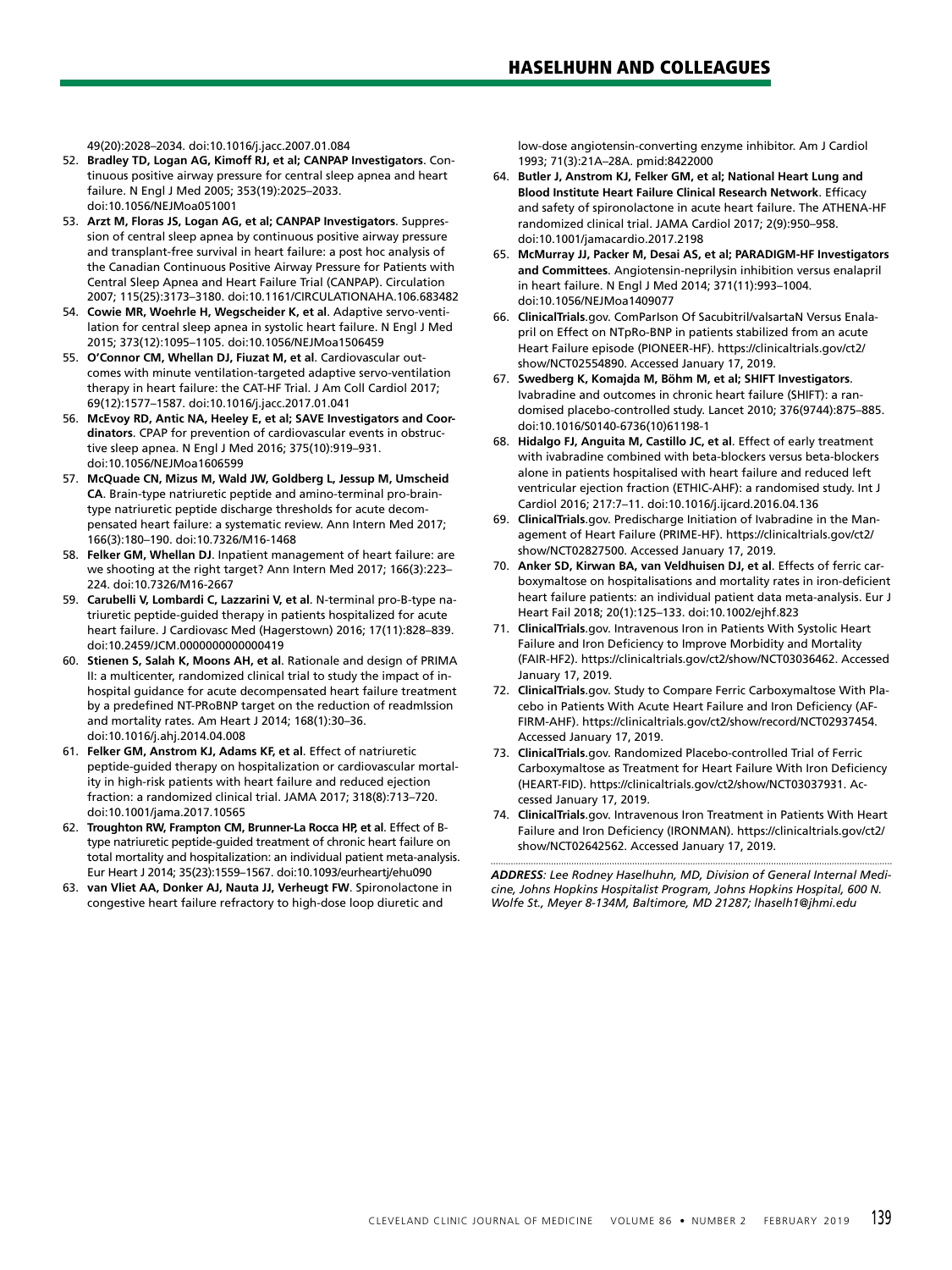49(20):2028–2034. doi:10.1016/j.jacc.2007.01.084

52. **Bradley TD, Logan AG, Kimoff RJ, et al; CANPAP Investigators**. Continuous positive airway pressure for central sleep apnea and heart failure. N Engl J Med 2005; 353(19):2025–2033. doi:10.1056/NEJMoa051001
53. **Arzt M, Floras JS, Logan AG, et al; CANPAP Investigators**. Suppression of central sleep apnea by continuous positive airway pressure and transplant-free survival in heart failure: a post hoc analysis of the Canadian Continuous Positive Airway Pressure for Patients with Central Sleep Apnea and Heart Failure Trial (CANPAP). Circulation 2007; 115(25):3173–3180. doi:10.1161/CIRCULATIONAHA.106.683482
54. **Cowie MR, Woehrle H, Wegscheider K, et al**. Adaptive servo-ventilation for central sleep apnea in systolic heart failure. N Engl J Med 2015; 373(12):1095–1105. doi:10.1056/NEJMoa1506459
55. **O'Connor CM, Whellan DJ, Fiuzat M, et al**. Cardiovascular outcomes with minute ventilation-targeted adaptive servo-ventilation therapy in heart failure: the CAT-HF Trial. J Am Coll Cardiol 2017; 69(12):1577–1587. doi:10.1016/j.jacc.2017.01.041
56. **McEvoy RD, Antic NA, Heeley E, et al; SAVE Investigators and Coordinators**. CPAP for prevention of cardiovascular events in obstructive sleep apnea. N Engl J Med 2016; 375(10):919–931. doi:10.1056/NEJMoa1606599
57. **McQuade CN, Mizus M, Wald JW, Goldberg L, Jessup M, Umscheid CA**. Brain-type natriuretic peptide and amino-terminal pro-brain-type natriuretic peptide discharge thresholds for acute decompensated heart failure: a systematic review. Ann Intern Med 2017; 166(3):180–190. doi:10.7326/M16-1468
58. **Felker GM, Whellan DJ**. Inpatient management of heart failure: are we shooting at the right target? Ann Intern Med 2017; 166(3):223–224. doi:10.7326/M16-2667
59. **Carubelli V, Lombardi C, Lazzarini V, et al**. N-terminal pro-B-type natriuretic peptide-guided therapy in patients hospitalized for acute heart failure. J Cardiovasc Med (Hagerstown) 2016; 17(11):828–839. doi:10.2459/JCM.0000000000000419
60. **Stienen S, Salah K, Moons AH, et al**. Rationale and design of PRIMA II: a multicenter, randomized clinical trial to study the impact of in-hospital guidance for acute decompensated heart failure treatment by a predefined NT-PRoBNP target on the reduction of readmIssion and mortality rates. Am Heart J 2014; 168(1):30–36. doi:10.1016/j.ahj.2014.04.008
61. **Felker GM, Anstrom KJ, Adams KF, et al**. Effect of natriuretic peptide-guided therapy on hospitalization or cardiovascular mortality in high-risk patients with heart failure and reduced ejection fraction: a randomized clinical trial. JAMA 2017; 318(8):713–720. doi:10.1001/jama.2017.10565
62. **Troughton RW, Frampton CM, Brunner-La Rocca HP, et al**. Effect of B-type natriuretic peptide-guided treatment of chronic heart failure on total mortality and hospitalization: an individual patient meta-analysis. Eur Heart J 2014; 35(23):1559–1567. doi:10.1093/eurheartj/ehu090
63. **van Vliet AA, Donker AJ, Nauta JJ, Verheugt FW**. Spironolactone in congestive heart failure refractory to high-dose loop diuretic and low-dose angiotensin-converting enzyme inhibitor. Am J Cardiol 1993; 71(3):21A–28A. pmid:8422000
64. **Butler J, Anstrom KJ, Felker GM, et al; National Heart Lung and Blood Institute Heart Failure Clinical Research Network**. Efficacy and safety of spironolactone in acute heart failure. The ATHENA-HF randomized clinical trial. JAMA Cardiol 2017; 2(9):950–958. doi:10.1001/jamacardio.2017.2198
65. **McMurray JJ, Packer M, Desai AS, et al; PARADIGM-HF Investigators and Committees**. Angiotensin-neprilysin inhibition versus enalapril in heart failure. N Engl J Med 2014; 371(11):993–1004. doi:10.1056/NEJMoa1409077
66. **ClinicalTrials**.gov. ComParIson Of Sacubitril/valsartaN Versus Enalapril on Effect on NTpRo-BNP in patients stabilized from an acute Heart Failure episode (PIONEER-HF). https://clinicaltrials.gov/ct2/show/NCT02554890. Accessed January 17, 2019.
67. **Swedberg K, Komajda M, Böhm M, et al; SHIFT Investigators**. Ivabradine and outcomes in chronic heart failure (SHIFT): a randomised placebo-controlled study. Lancet 2010; 376(9744):875–885. doi:10.1016/S0140-6736(10)61198-1
68. **Hidalgo FJ, Anguita M, Castillo JC, et al**. Effect of early treatment with ivabradine combined with beta-blockers versus beta-blockers alone in patients hospitalised with heart failure and reduced left ventricular ejection fraction (ETHIC-AHF): a randomised study. Int J Cardiol 2016; 217:7–11. doi:10.1016/j.ijcard.2016.04.136
69. **ClinicalTrials**.gov. Predischarge Initiation of Ivabradine in the Management of Heart Failure (PRIME-HF). https://clinicaltrials.gov/ct2/show/NCT02827500. Accessed January 17, 2019.
70. **Anker SD, Kirwan BA, van Veldhuisen DJ, et al**. Effects of ferric carboxymaltose on hospitalisations and mortality rates in iron-deficient heart failure patients: an individual patient data meta-analysis. Eur J Heart Fail 2018; 20(1):125–133. doi:10.1002/ejhf.823
71. **ClinicalTrials**.gov. Intravenous Iron in Patients With Systolic Heart Failure and Iron Deficiency to Improve Morbidity and Mortality (FAIR-HF2). https://clinicaltrials.gov/ct2/show/NCT03036462. Accessed January 17, 2019.
72. **ClinicalTrials**.gov. Study to Compare Ferric Carboxymaltose With Placebo in Patients With Acute Heart Failure and Iron Deficiency (AFFIRM-AHF). https://clinicaltrials.gov/ct2/show/record/NCT02937454. Accessed January 17, 2019.
73. **ClinicalTrials**.gov. Randomized Placebo-controlled Trial of Ferric Carboxymaltose as Treatment for Heart Failure With Iron Deficiency (HEART-FID). https://clinicaltrials.gov/ct2/show/NCT03037931. Accessed January 17, 2019.
74. **ClinicalTrials**.gov. Intravenous Iron Treatment in Patients With Heart Failure and Iron Deficiency (IRONMAN). https://clinicaltrials.gov/ct2/show/NCT02642562. Accessed January 17, 2019.

***ADDRESS****: Lee Rodney Haselhuhn, MD, Division of General Internal Medicine, Johns Hopkins Hospitalist Program, Johns Hopkins Hospital, 600 N. Wolfe St., Meyer 8-134M, Baltimore, MD 21287; lhaselh1@jhmi.edu*